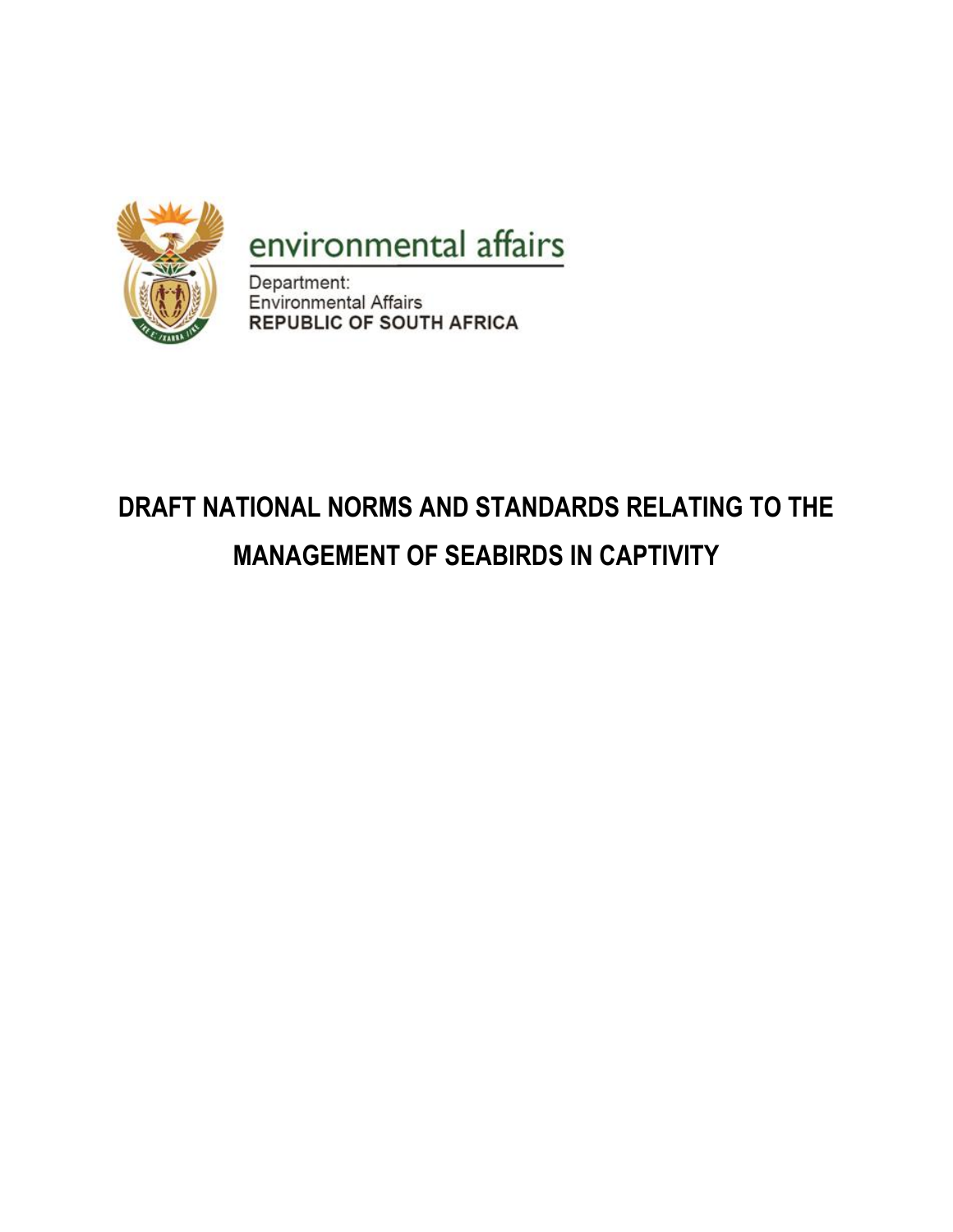environmental affairs

Department:
Environmental Affairs
**REPUBLIC OF SOUTH AFRICA**

# DRAFT NATIONAL NORMS AND STANDARDS RELATING TO THE MANAGEMENT OF SEABIRDS IN CAPTIVITY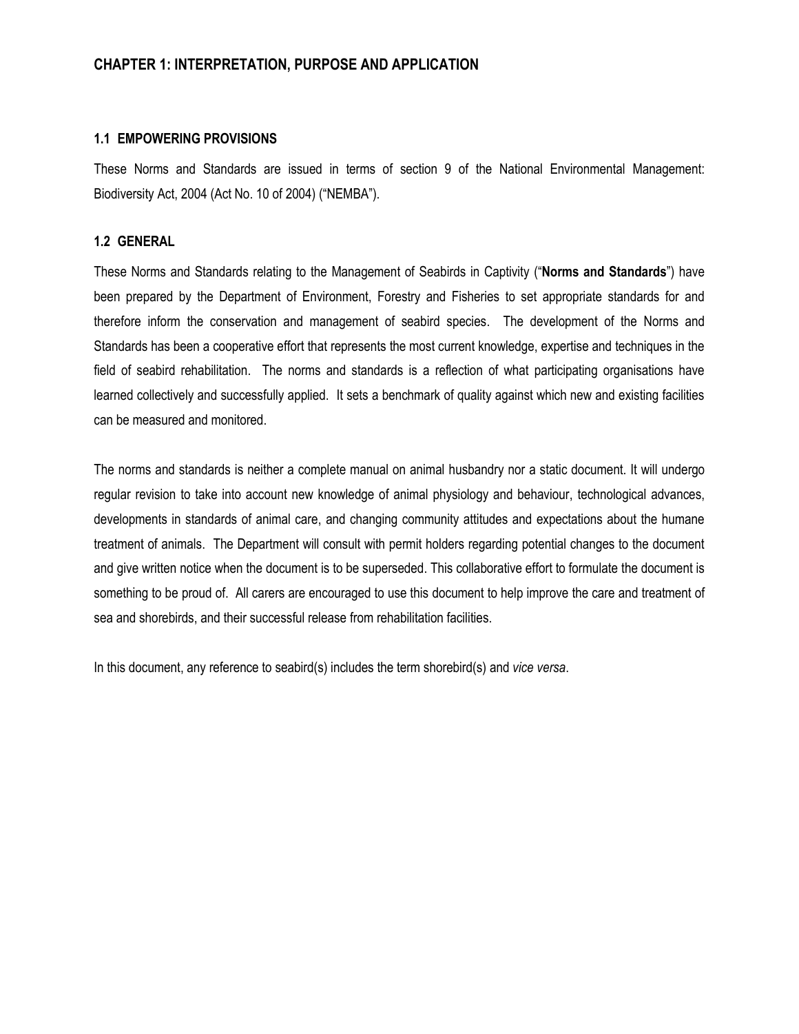# CHAPTER 1: INTERPRETATION, PURPOSE AND APPLICATION

## 1.1 EMPOWERING PROVISIONS

These Norms and Standards are issued in terms of section 9 of the National Environmental Management: Biodiversity Act, 2004 (Act No. 10 of 2004) ("NEMBA").

## 1.2 GENERAL

These Norms and Standards relating to the Management of Seabirds in Captivity ("**Norms and Standards**") have been prepared by the Department of Environment, Forestry and Fisheries to set appropriate standards for and therefore inform the conservation and management of seabird species. The development of the Norms and Standards has been a cooperative effort that represents the most current knowledge, expertise and techniques in the field of seabird rehabilitation. The norms and standards is a reflection of what participating organisations have learned collectively and successfully applied. It sets a benchmark of quality against which new and existing facilities can be measured and monitored.

The norms and standards is neither a complete manual on animal husbandry nor a static document. It will undergo regular revision to take into account new knowledge of animal physiology and behaviour, technological advances, developments in standards of animal care, and changing community attitudes and expectations about the humane treatment of animals. The Department will consult with permit holders regarding potential changes to the document and give written notice when the document is to be superseded. This collaborative effort to formulate the document is something to be proud of. All carers are encouraged to use this document to help improve the care and treatment of sea and shorebirds, and their successful release from rehabilitation facilities.

In this document, any reference to seabird(s) includes the term shorebird(s) and *vice versa*.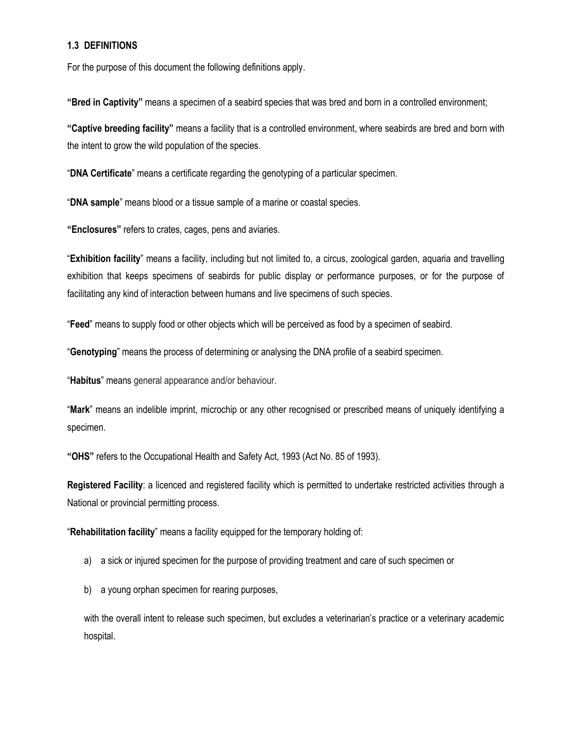### 1.3 DEFINITIONS

For the purpose of this document the following definitions apply.

**"Bred in Captivity"** means a specimen of a seabird species that was bred and born in a controlled environment;

**"Captive breeding facility"** means a facility that is a controlled environment, where seabirds are bred and born with the intent to grow the wild population of the species.

"**DNA Certificate**" means a certificate regarding the genotyping of a particular specimen.

"**DNA sample**" means blood or a tissue sample of a marine or coastal species.

**"Enclosures"** refers to crates, cages, pens and aviaries.

"**Exhibition facility**" means a facility, including but not limited to, a circus, zoological garden, aquaria and travelling exhibition that keeps specimens of seabirds for public display or performance purposes, or for the purpose of facilitating any kind of interaction between humans and live specimens of such species.

"**Feed**" means to supply food or other objects which will be perceived as food by a specimen of seabird.

"**Genotyping**" means the process of determining or analysing the DNA profile of a seabird specimen.

"**Habitus**" means general appearance and/or behaviour.

"**Mark**" means an indelible imprint, microchip or any other recognised or prescribed means of uniquely identifying a specimen.

**"OHS"** refers to the Occupational Health and Safety Act, 1993 (Act No. 85 of 1993).

**Registered Facility**: a licenced and registered facility which is permitted to undertake restricted activities through a National or provincial permitting process.

"**Rehabilitation facility**" means a facility equipped for the temporary holding of:

a) a sick or injured specimen for the purpose of providing treatment and care of such specimen or

b) a young orphan specimen for rearing purposes,

with the overall intent to release such specimen, but excludes a veterinarian's practice or a veterinary academic hospital.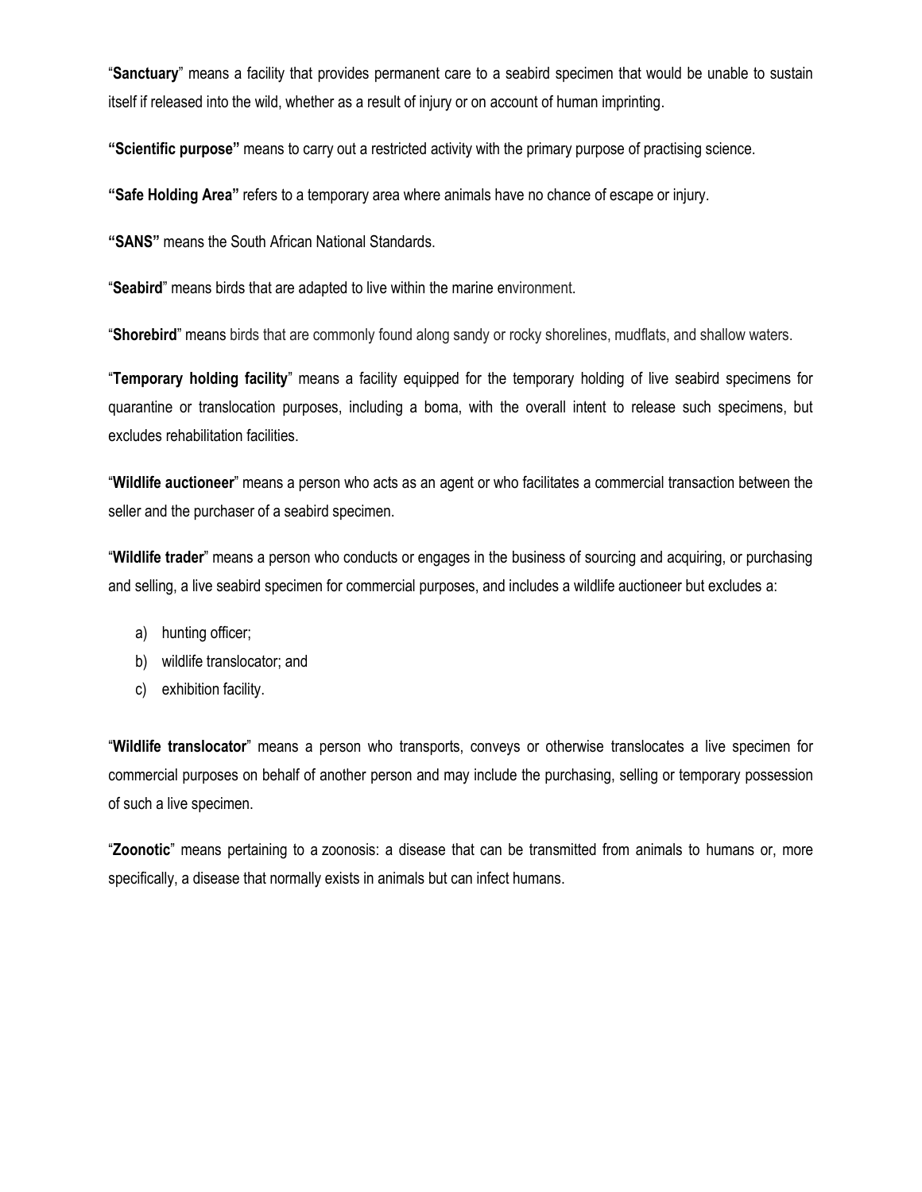"**Sanctuary**" means a facility that provides permanent care to a seabird specimen that would be unable to sustain itself if released into the wild, whether as a result of injury or on account of human imprinting.

**"Scientific purpose"** means to carry out a restricted activity with the primary purpose of practising science.

**"Safe Holding Area"** refers to a temporary area where animals have no chance of escape or injury.

**"SANS"** means the South African National Standards.

"**Seabird**" means birds that are adapted to live within the marine environment.

"**Shorebird**" means birds that are commonly found along sandy or rocky shorelines, mudflats, and shallow waters.

"**Temporary holding facility**" means a facility equipped for the temporary holding of live seabird specimens for quarantine or translocation purposes, including a boma, with the overall intent to release such specimens, but excludes rehabilitation facilities.

"**Wildlife auctioneer**" means a person who acts as an agent or who facilitates a commercial transaction between the seller and the purchaser of a seabird specimen.

"**Wildlife trader**" means a person who conducts or engages in the business of sourcing and acquiring, or purchasing and selling, a live seabird specimen for commercial purposes, and includes a wildlife auctioneer but excludes a:

a) hunting officer;
b) wildlife translocator; and
c) exhibition facility.

"**Wildlife translocator**" means a person who transports, conveys or otherwise translocates a live specimen for commercial purposes on behalf of another person and may include the purchasing, selling or temporary possession of such a live specimen.

"**Zoonotic**" means pertaining to a zoonosis: a disease that can be transmitted from animals to humans or, more specifically, a disease that normally exists in animals but can infect humans.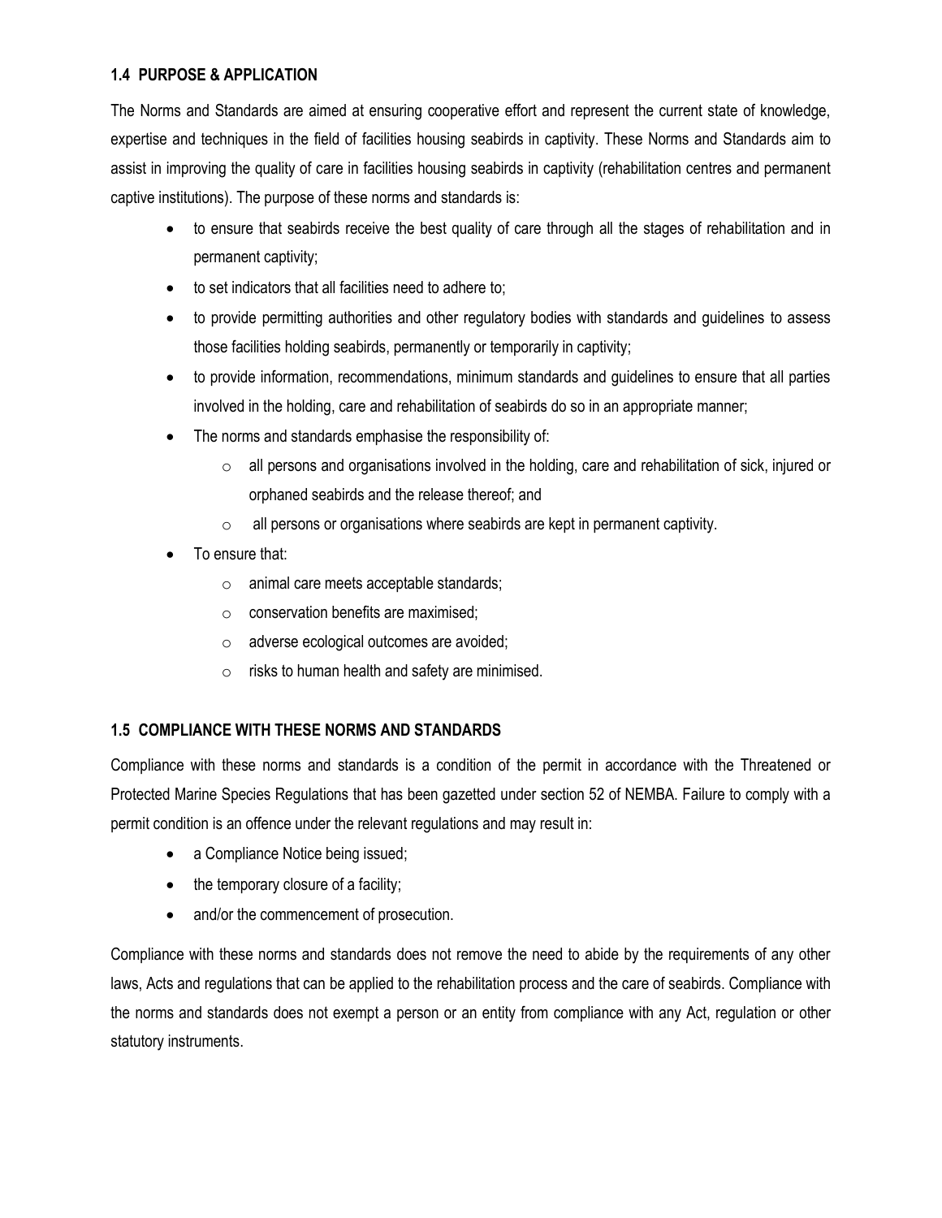### 1.4 PURPOSE & APPLICATION

The Norms and Standards are aimed at ensuring cooperative effort and represent the current state of knowledge, expertise and techniques in the field of facilities housing seabirds in captivity. These Norms and Standards aim to assist in improving the quality of care in facilities housing seabirds in captivity (rehabilitation centres and permanent captive institutions). The purpose of these norms and standards is:

- to ensure that seabirds receive the best quality of care through all the stages of rehabilitation and in permanent captivity;
- to set indicators that all facilities need to adhere to;
- to provide permitting authorities and other regulatory bodies with standards and guidelines to assess those facilities holding seabirds, permanently or temporarily in captivity;
- to provide information, recommendations, minimum standards and guidelines to ensure that all parties involved in the holding, care and rehabilitation of seabirds do so in an appropriate manner;
- The norms and standards emphasise the responsibility of:
  - all persons and organisations involved in the holding, care and rehabilitation of sick, injured or orphaned seabirds and the release thereof; and
  - all persons or organisations where seabirds are kept in permanent captivity.
- To ensure that:
  - animal care meets acceptable standards;
  - conservation benefits are maximised;
  - adverse ecological outcomes are avoided;
  - risks to human health and safety are minimised.

### 1.5 COMPLIANCE WITH THESE NORMS AND STANDARDS

Compliance with these norms and standards is a condition of the permit in accordance with the Threatened or Protected Marine Species Regulations that has been gazetted under section 52 of NEMBA. Failure to comply with a permit condition is an offence under the relevant regulations and may result in:

- a Compliance Notice being issued;
- the temporary closure of a facility;
- and/or the commencement of prosecution.

Compliance with these norms and standards does not remove the need to abide by the requirements of any other laws, Acts and regulations that can be applied to the rehabilitation process and the care of seabirds. Compliance with the norms and standards does not exempt a person or an entity from compliance with any Act, regulation or other statutory instruments.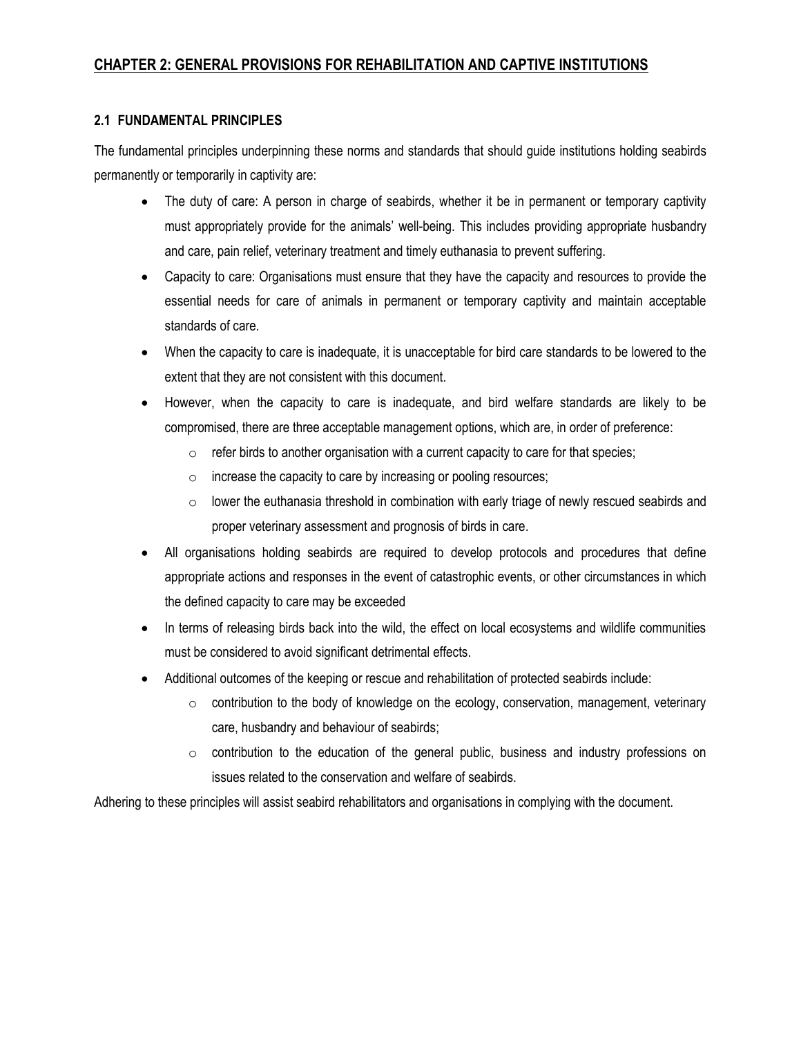## CHAPTER 2: GENERAL PROVISIONS FOR REHABILITATION AND CAPTIVE INSTITUTIONS

### 2.1 FUNDAMENTAL PRINCIPLES

The fundamental principles underpinning these norms and standards that should guide institutions holding seabirds permanently or temporarily in captivity are:

- The duty of care: A person in charge of seabirds, whether it be in permanent or temporary captivity must appropriately provide for the animals' well-being. This includes providing appropriate husbandry and care, pain relief, veterinary treatment and timely euthanasia to prevent suffering.
- Capacity to care: Organisations must ensure that they have the capacity and resources to provide the essential needs for care of animals in permanent or temporary captivity and maintain acceptable standards of care.
- When the capacity to care is inadequate, it is unacceptable for bird care standards to be lowered to the extent that they are not consistent with this document.
- However, when the capacity to care is inadequate, and bird welfare standards are likely to be compromised, there are three acceptable management options, which are, in order of preference:
  - refer birds to another organisation with a current capacity to care for that species;
  - increase the capacity to care by increasing or pooling resources;
  - lower the euthanasia threshold in combination with early triage of newly rescued seabirds and proper veterinary assessment and prognosis of birds in care.
- All organisations holding seabirds are required to develop protocols and procedures that define appropriate actions and responses in the event of catastrophic events, or other circumstances in which the defined capacity to care may be exceeded
- In terms of releasing birds back into the wild, the effect on local ecosystems and wildlife communities must be considered to avoid significant detrimental effects.
- Additional outcomes of the keeping or rescue and rehabilitation of protected seabirds include:
  - contribution to the body of knowledge on the ecology, conservation, management, veterinary care, husbandry and behaviour of seabirds;
  - contribution to the education of the general public, business and industry professions on issues related to the conservation and welfare of seabirds.

Adhering to these principles will assist seabird rehabilitators and organisations in complying with the document.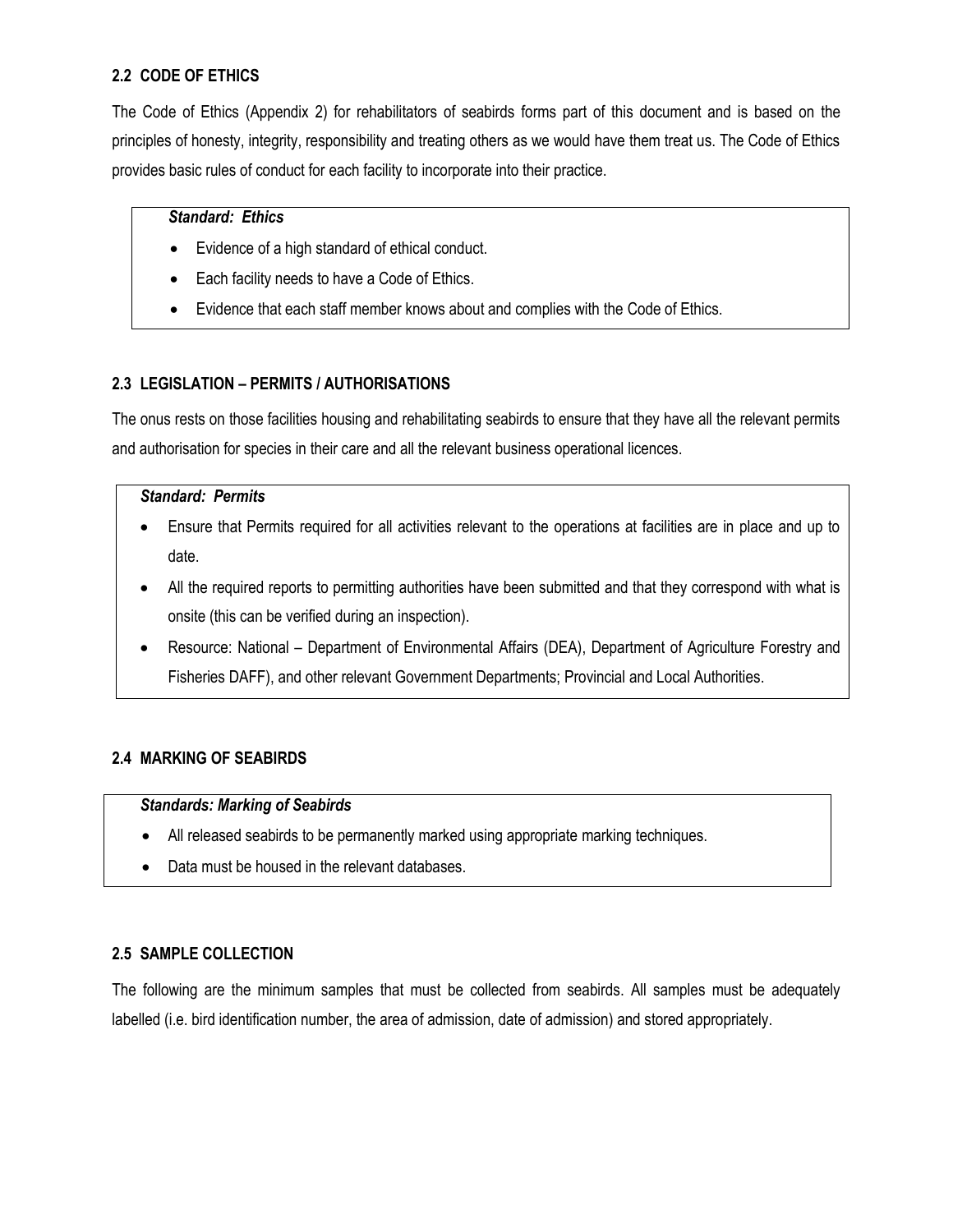## 2.2 CODE OF ETHICS

The Code of Ethics (Appendix 2) for rehabilitators of seabirds forms part of this document and is based on the principles of honesty, integrity, responsibility and treating others as we would have them treat us. The Code of Ethics provides basic rules of conduct for each facility to incorporate into their practice.

***Standard: Ethics***

- Evidence of a high standard of ethical conduct.
- Each facility needs to have a Code of Ethics.
- Evidence that each staff member knows about and complies with the Code of Ethics.

## 2.3 LEGISLATION – PERMITS / AUTHORISATIONS

The onus rests on those facilities housing and rehabilitating seabirds to ensure that they have all the relevant permits and authorisation for species in their care and all the relevant business operational licences.

***Standard: Permits***

- Ensure that Permits required for all activities relevant to the operations at facilities are in place and up to date.
- All the required reports to permitting authorities have been submitted and that they correspond with what is onsite (this can be verified during an inspection).
- Resource: National – Department of Environmental Affairs (DEA), Department of Agriculture Forestry and Fisheries DAFF), and other relevant Government Departments; Provincial and Local Authorities.

## 2.4 MARKING OF SEABIRDS

***Standards: Marking of Seabirds***

- All released seabirds to be permanently marked using appropriate marking techniques.
- Data must be housed in the relevant databases.

## 2.5 SAMPLE COLLECTION

The following are the minimum samples that must be collected from seabirds. All samples must be adequately labelled (i.e. bird identification number, the area of admission, date of admission) and stored appropriately.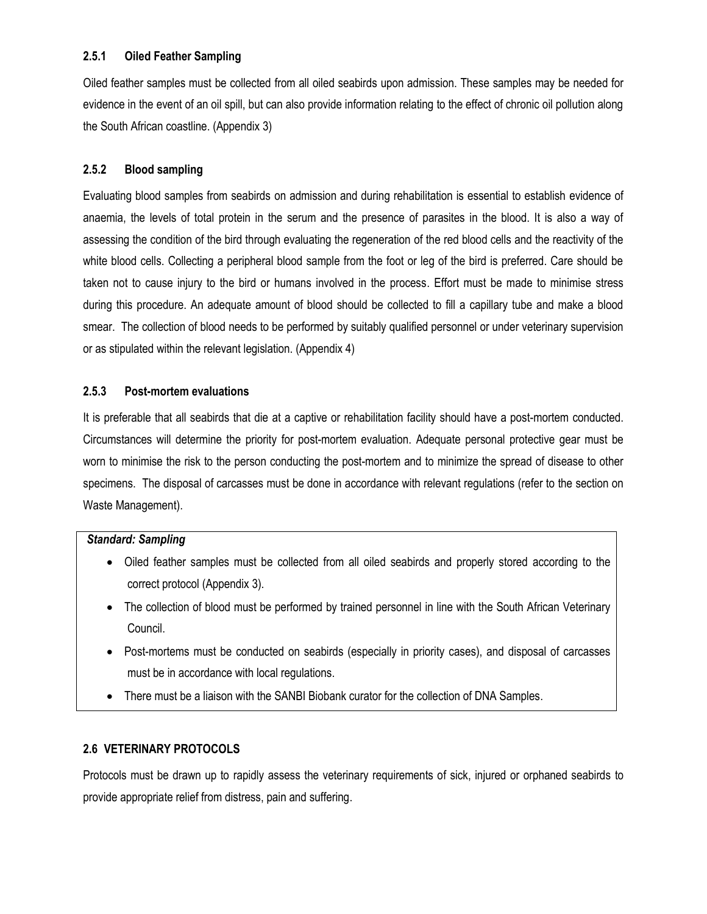### 2.5.1 Oiled Feather Sampling

Oiled feather samples must be collected from all oiled seabirds upon admission. These samples may be needed for evidence in the event of an oil spill, but can also provide information relating to the effect of chronic oil pollution along the South African coastline. (Appendix 3)

### 2.5.2 Blood sampling

Evaluating blood samples from seabirds on admission and during rehabilitation is essential to establish evidence of anaemia, the levels of total protein in the serum and the presence of parasites in the blood. It is also a way of assessing the condition of the bird through evaluating the regeneration of the red blood cells and the reactivity of the white blood cells. Collecting a peripheral blood sample from the foot or leg of the bird is preferred. Care should be taken not to cause injury to the bird or humans involved in the process. Effort must be made to minimise stress during this procedure. An adequate amount of blood should be collected to fill a capillary tube and make a blood smear. The collection of blood needs to be performed by suitably qualified personnel or under veterinary supervision or as stipulated within the relevant legislation. (Appendix 4)

### 2.5.3 Post-mortem evaluations

It is preferable that all seabirds that die at a captive or rehabilitation facility should have a post-mortem conducted. Circumstances will determine the priority for post-mortem evaluation. Adequate personal protective gear must be worn to minimise the risk to the person conducting the post-mortem and to minimize the spread of disease to other specimens. The disposal of carcasses must be done in accordance with relevant regulations (refer to the section on Waste Management).

***Standard: Sampling***

- Oiled feather samples must be collected from all oiled seabirds and properly stored according to the correct protocol (Appendix 3).
- The collection of blood must be performed by trained personnel in line with the South African Veterinary Council.
- Post-mortems must be conducted on seabirds (especially in priority cases), and disposal of carcasses must be in accordance with local regulations.
- There must be a liaison with the SANBI Biobank curator for the collection of DNA Samples.

## 2.6 VETERINARY PROTOCOLS

Protocols must be drawn up to rapidly assess the veterinary requirements of sick, injured or orphaned seabirds to provide appropriate relief from distress, pain and suffering.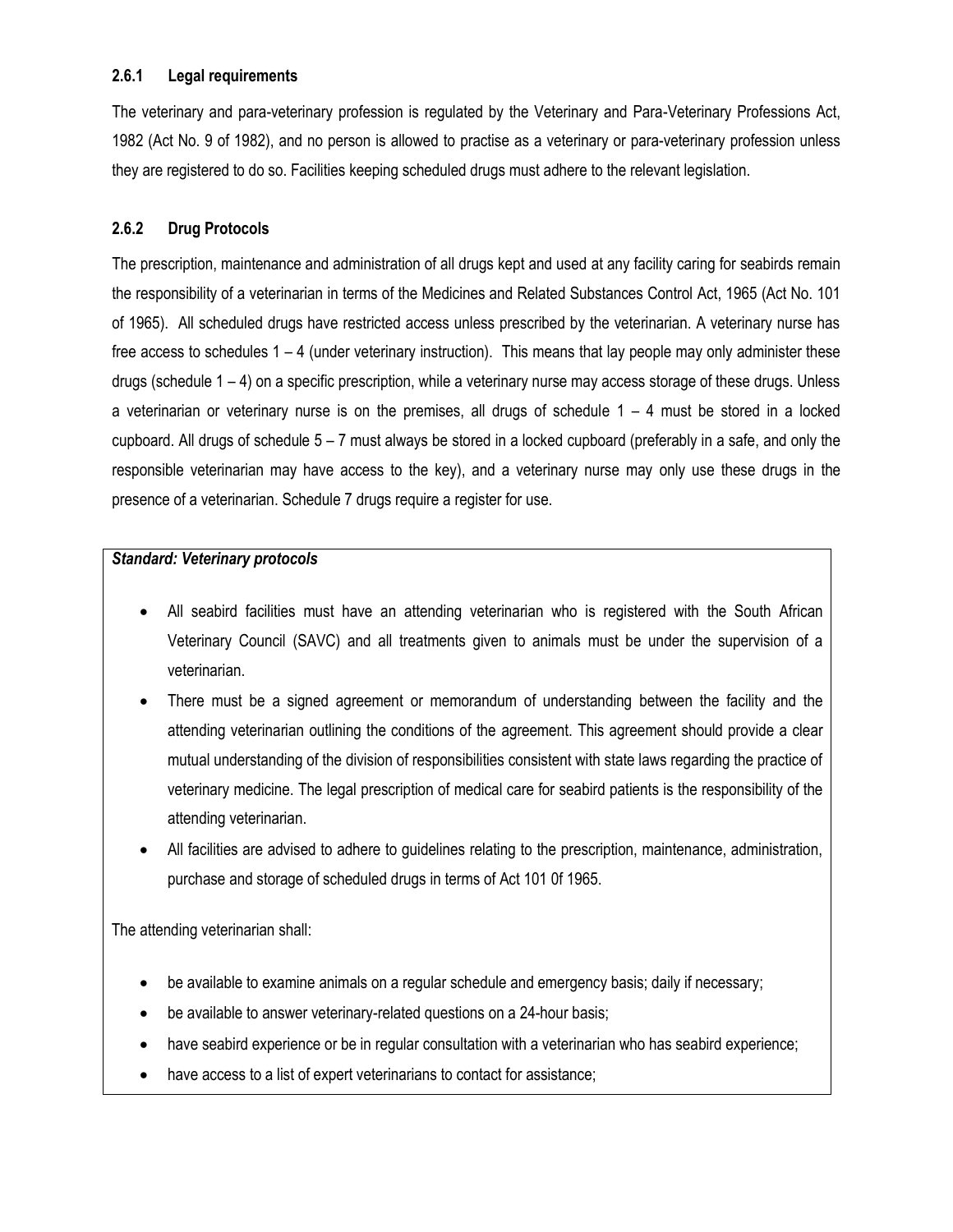### 2.6.1 Legal requirements

The veterinary and para-veterinary profession is regulated by the Veterinary and Para-Veterinary Professions Act, 1982 (Act No. 9 of 1982), and no person is allowed to practise as a veterinary or para-veterinary profession unless they are registered to do so. Facilities keeping scheduled drugs must adhere to the relevant legislation.

### 2.6.2 Drug Protocols

The prescription, maintenance and administration of all drugs kept and used at any facility caring for seabirds remain the responsibility of a veterinarian in terms of the Medicines and Related Substances Control Act, 1965 (Act No. 101 of 1965). All scheduled drugs have restricted access unless prescribed by the veterinarian. A veterinary nurse has free access to schedules 1 – 4 (under veterinary instruction). This means that lay people may only administer these drugs (schedule 1 – 4) on a specific prescription, while a veterinary nurse may access storage of these drugs. Unless a veterinarian or veterinary nurse is on the premises, all drugs of schedule 1 – 4 must be stored in a locked cupboard. All drugs of schedule 5 – 7 must always be stored in a locked cupboard (preferably in a safe, and only the responsible veterinarian may have access to the key), and a veterinary nurse may only use these drugs in the presence of a veterinarian. Schedule 7 drugs require a register for use.

***Standard: Veterinary protocols***

- All seabird facilities must have an attending veterinarian who is registered with the South African Veterinary Council (SAVC) and all treatments given to animals must be under the supervision of a veterinarian.
- There must be a signed agreement or memorandum of understanding between the facility and the attending veterinarian outlining the conditions of the agreement. This agreement should provide a clear mutual understanding of the division of responsibilities consistent with state laws regarding the practice of veterinary medicine. The legal prescription of medical care for seabird patients is the responsibility of the attending veterinarian.
- All facilities are advised to adhere to guidelines relating to the prescription, maintenance, administration, purchase and storage of scheduled drugs in terms of Act 101 0f 1965.

The attending veterinarian shall:

- be available to examine animals on a regular schedule and emergency basis; daily if necessary;
- be available to answer veterinary-related questions on a 24-hour basis;
- have seabird experience or be in regular consultation with a veterinarian who has seabird experience;
- have access to a list of expert veterinarians to contact for assistance;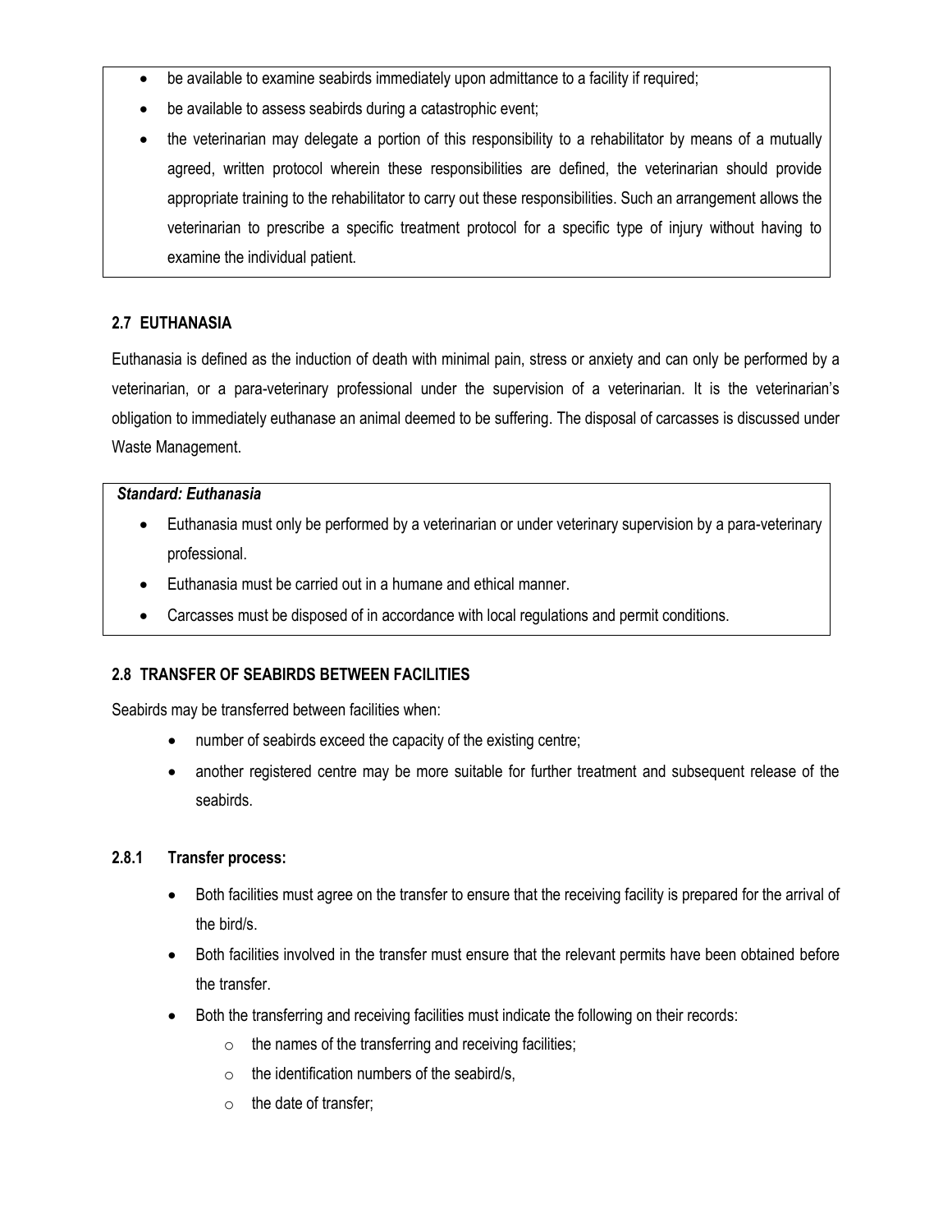- be available to examine seabirds immediately upon admittance to a facility if required;
- be available to assess seabirds during a catastrophic event;
- the veterinarian may delegate a portion of this responsibility to a rehabilitator by means of a mutually agreed, written protocol wherein these responsibilities are defined, the veterinarian should provide appropriate training to the rehabilitator to carry out these responsibilities. Such an arrangement allows the veterinarian to prescribe a specific treatment protocol for a specific type of injury without having to examine the individual patient.

### 2.7 EUTHANASIA

Euthanasia is defined as the induction of death with minimal pain, stress or anxiety and can only be performed by a veterinarian, or a para-veterinary professional under the supervision of a veterinarian. It is the veterinarian's obligation to immediately euthanase an animal deemed to be suffering. The disposal of carcasses is discussed under Waste Management.

***Standard: Euthanasia***

- Euthanasia must only be performed by a veterinarian or under veterinary supervision by a para-veterinary professional.
- Euthanasia must be carried out in a humane and ethical manner.
- Carcasses must be disposed of in accordance with local regulations and permit conditions.

### 2.8 TRANSFER OF SEABIRDS BETWEEN FACILITIES

Seabirds may be transferred between facilities when:

- number of seabirds exceed the capacity of the existing centre;
- another registered centre may be more suitable for further treatment and subsequent release of the seabirds.

#### 2.8.1 Transfer process:

- Both facilities must agree on the transfer to ensure that the receiving facility is prepared for the arrival of the bird/s.
- Both facilities involved in the transfer must ensure that the relevant permits have been obtained before the transfer.
- Both the transferring and receiving facilities must indicate the following on their records:
  - the names of the transferring and receiving facilities;
  - the identification numbers of the seabird/s,
  - the date of transfer;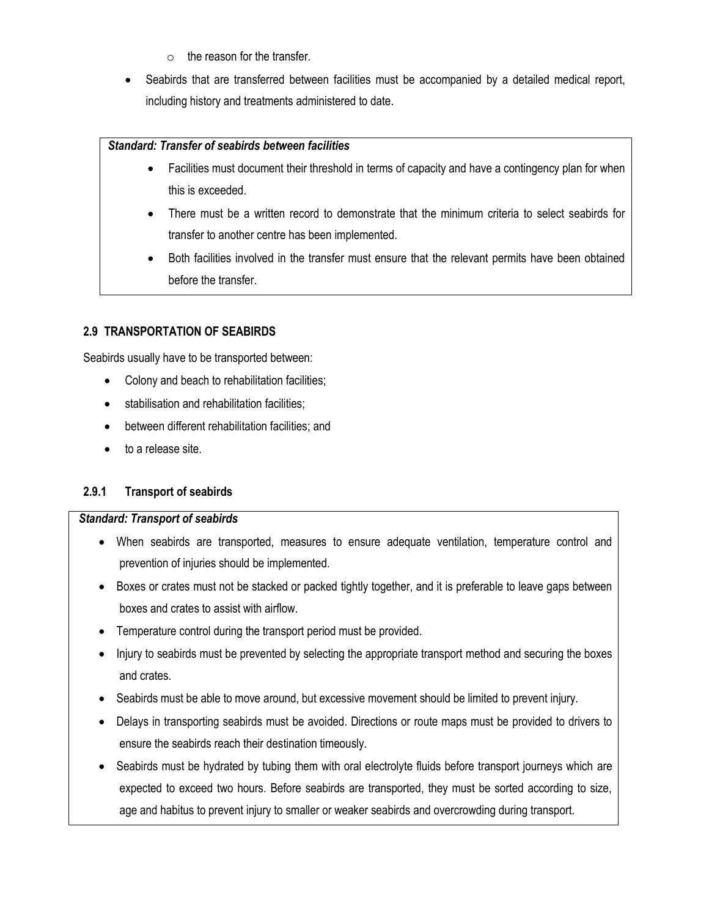- the reason for the transfer.

- Seabirds that are transferred between facilities must be accompanied by a detailed medical report, including history and treatments administered to date.

> ***Standard: Transfer of seabirds between facilities***
>
> - Facilities must document their threshold in terms of capacity and have a contingency plan for when this is exceeded.
> - There must be a written record to demonstrate that the minimum criteria to select seabirds for transfer to another centre has been implemented.
> - Both facilities involved in the transfer must ensure that the relevant permits have been obtained before the transfer.

## 2.9 TRANSPORTATION OF SEABIRDS

Seabirds usually have to be transported between:

- Colony and beach to rehabilitation facilities;
- stabilisation and rehabilitation facilities;
- between different rehabilitation facilities; and
- to a release site.

### 2.9.1 Transport of seabirds

> ***Standard: Transport of seabirds***
>
> - When seabirds are transported, measures to ensure adequate ventilation, temperature control and prevention of injuries should be implemented.
> - Boxes or crates must not be stacked or packed tightly together, and it is preferable to leave gaps between boxes and crates to assist with airflow.
> - Temperature control during the transport period must be provided.
> - Injury to seabirds must be prevented by selecting the appropriate transport method and securing the boxes and crates.
> - Seabirds must be able to move around, but excessive movement should be limited to prevent injury.
> - Delays in transporting seabirds must be avoided. Directions or route maps must be provided to drivers to ensure the seabirds reach their destination timeously.
> - Seabirds must be hydrated by tubing them with oral electrolyte fluids before transport journeys which are expected to exceed two hours. Before seabirds are transported, they must be sorted according to size, age and habitus to prevent injury to smaller or weaker seabirds and overcrowding during transport.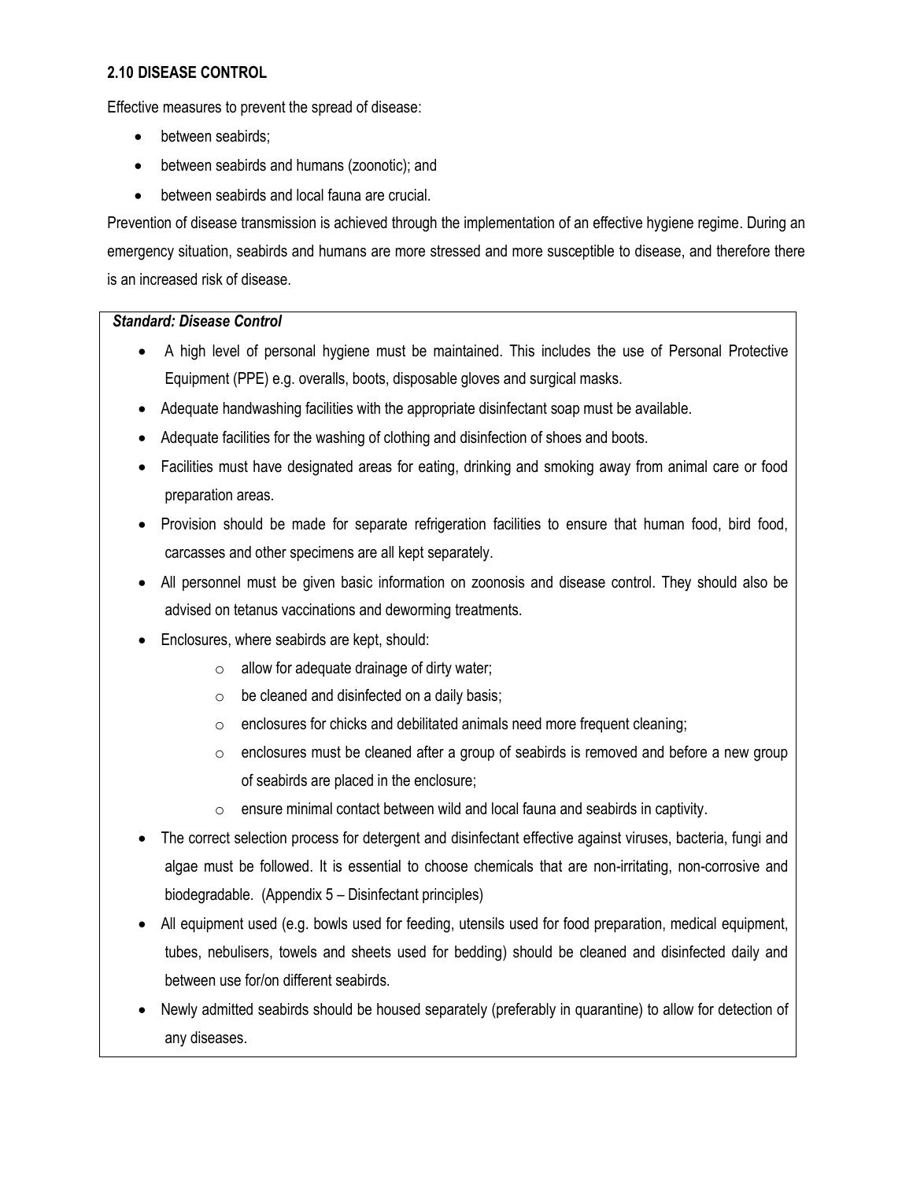### 2.10 DISEASE CONTROL

Effective measures to prevent the spread of disease:

- between seabirds;
- between seabirds and humans (zoonotic); and
- between seabirds and local fauna are crucial.

Prevention of disease transmission is achieved through the implementation of an effective hygiene regime. During an emergency situation, seabirds and humans are more stressed and more susceptible to disease, and therefore there is an increased risk of disease.

***Standard: Disease Control***

- A high level of personal hygiene must be maintained. This includes the use of Personal Protective Equipment (PPE) e.g. overalls, boots, disposable gloves and surgical masks.
- Adequate handwashing facilities with the appropriate disinfectant soap must be available.
- Adequate facilities for the washing of clothing and disinfection of shoes and boots.
- Facilities must have designated areas for eating, drinking and smoking away from animal care or food preparation areas.
- Provision should be made for separate refrigeration facilities to ensure that human food, bird food, carcasses and other specimens are all kept separately.
- All personnel must be given basic information on zoonosis and disease control. They should also be advised on tetanus vaccinations and deworming treatments.
- Enclosures, where seabirds are kept, should:
    - allow for adequate drainage of dirty water;
    - be cleaned and disinfected on a daily basis;
    - enclosures for chicks and debilitated animals need more frequent cleaning;
    - enclosures must be cleaned after a group of seabirds is removed and before a new group of seabirds are placed in the enclosure;
    - ensure minimal contact between wild and local fauna and seabirds in captivity.
- The correct selection process for detergent and disinfectant effective against viruses, bacteria, fungi and algae must be followed. It is essential to choose chemicals that are non-irritating, non-corrosive and biodegradable. (Appendix 5 – Disinfectant principles)
- All equipment used (e.g. bowls used for feeding, utensils used for food preparation, medical equipment, tubes, nebulisers, towels and sheets used for bedding) should be cleaned and disinfected daily and between use for/on different seabirds.
- Newly admitted seabirds should be housed separately (preferably in quarantine) to allow for detection of any diseases.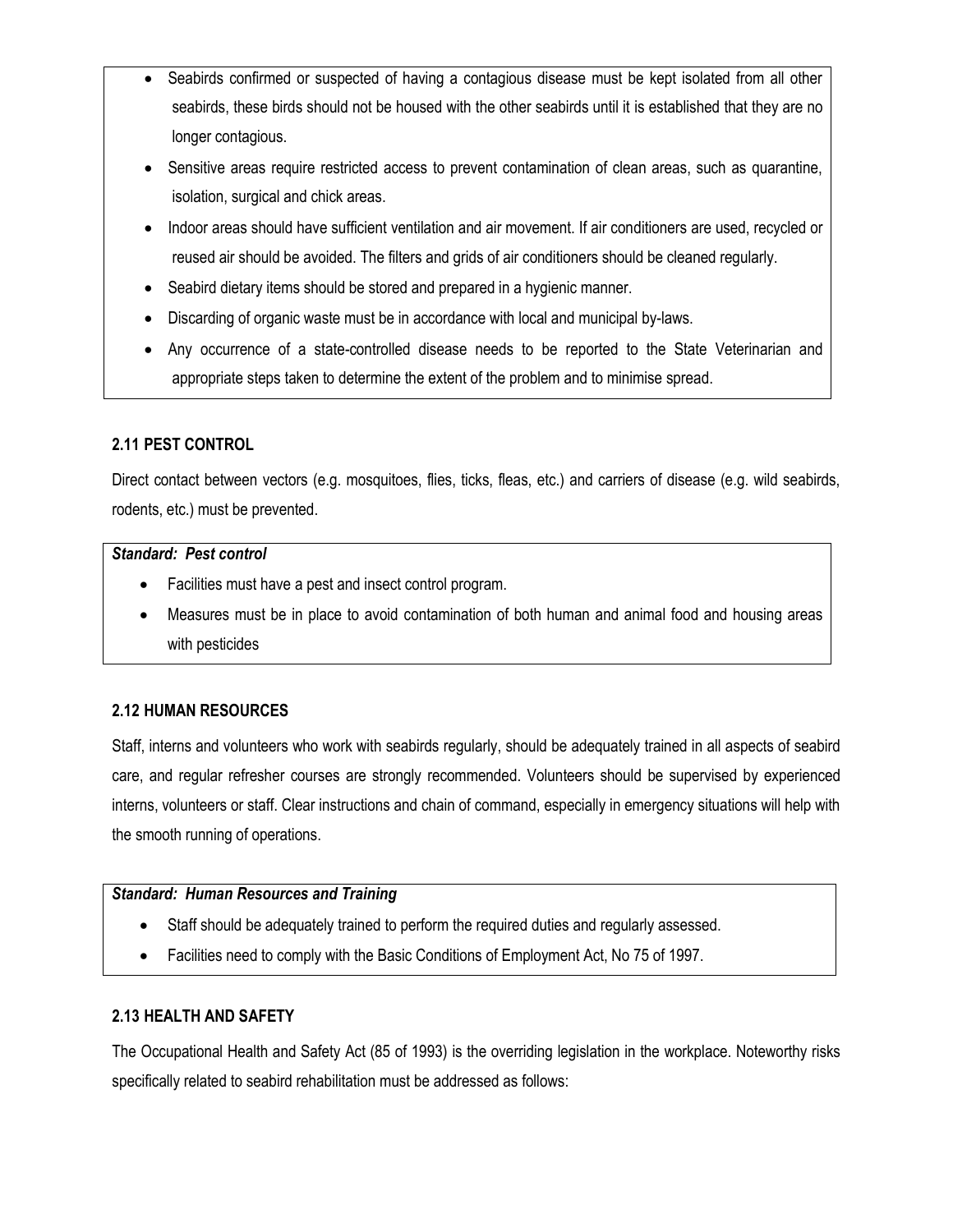- Seabirds confirmed or suspected of having a contagious disease must be kept isolated from all other seabirds, these birds should not be housed with the other seabirds until it is established that they are no longer contagious.
- Sensitive areas require restricted access to prevent contamination of clean areas, such as quarantine, isolation, surgical and chick areas.
- Indoor areas should have sufficient ventilation and air movement. If air conditioners are used, recycled or reused air should be avoided. The filters and grids of air conditioners should be cleaned regularly.
- Seabird dietary items should be stored and prepared in a hygienic manner.
- Discarding of organic waste must be in accordance with local and municipal by-laws.
- Any occurrence of a state-controlled disease needs to be reported to the State Veterinarian and appropriate steps taken to determine the extent of the problem and to minimise spread.

### 2.11 PEST CONTROL

Direct contact between vectors (e.g. mosquitoes, flies, ticks, fleas, etc.) and carriers of disease (e.g. wild seabirds, rodents, etc.) must be prevented.

***Standard: Pest control***

- Facilities must have a pest and insect control program.
- Measures must be in place to avoid contamination of both human and animal food and housing areas with pesticides

### 2.12 HUMAN RESOURCES

Staff, interns and volunteers who work with seabirds regularly, should be adequately trained in all aspects of seabird care, and regular refresher courses are strongly recommended. Volunteers should be supervised by experienced interns, volunteers or staff. Clear instructions and chain of command, especially in emergency situations will help with the smooth running of operations.

***Standard: Human Resources and Training***

- Staff should be adequately trained to perform the required duties and regularly assessed.
- Facilities need to comply with the Basic Conditions of Employment Act, No 75 of 1997.

### 2.13 HEALTH AND SAFETY

The Occupational Health and Safety Act (85 of 1993) is the overriding legislation in the workplace. Noteworthy risks specifically related to seabird rehabilitation must be addressed as follows: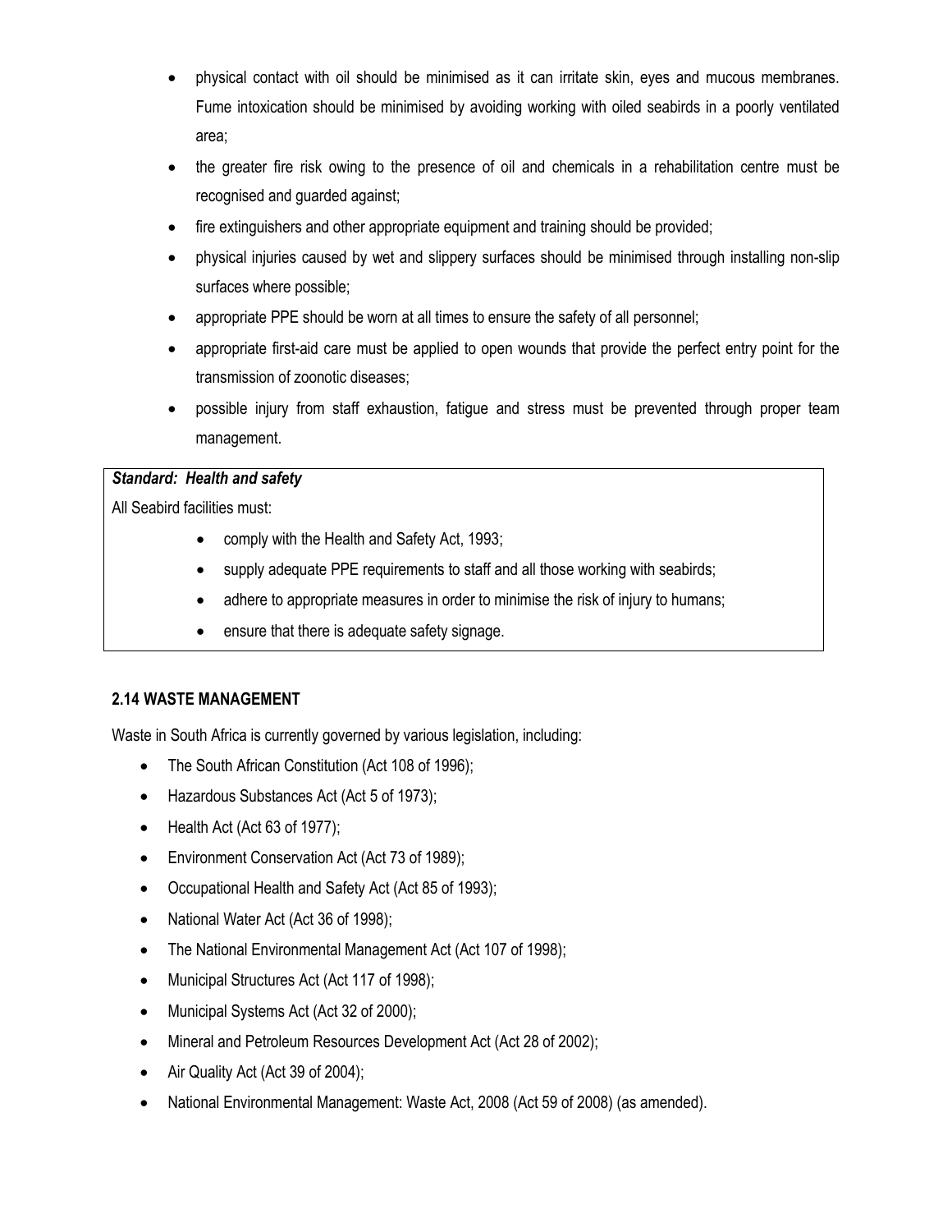- physical contact with oil should be minimised as it can irritate skin, eyes and mucous membranes. Fume intoxication should be minimised by avoiding working with oiled seabirds in a poorly ventilated area;
- the greater fire risk owing to the presence of oil and chemicals in a rehabilitation centre must be recognised and guarded against;
- fire extinguishers and other appropriate equipment and training should be provided;
- physical injuries caused by wet and slippery surfaces should be minimised through installing non-slip surfaces where possible;
- appropriate PPE should be worn at all times to ensure the safety of all personnel;
- appropriate first-aid care must be applied to open wounds that provide the perfect entry point for the transmission of zoonotic diseases;
- possible injury from staff exhaustion, fatigue and stress must be prevented through proper team management.

***Standard: Health and safety***

All Seabird facilities must:

- comply with the Health and Safety Act, 1993;
- supply adequate PPE requirements to staff and all those working with seabirds;
- adhere to appropriate measures in order to minimise the risk of injury to humans;
- ensure that there is adequate safety signage.

## 2.14 WASTE MANAGEMENT

Waste in South Africa is currently governed by various legislation, including:

- The South African Constitution (Act 108 of 1996);
- Hazardous Substances Act (Act 5 of 1973);
- Health Act (Act 63 of 1977);
- Environment Conservation Act (Act 73 of 1989);
- Occupational Health and Safety Act (Act 85 of 1993);
- National Water Act (Act 36 of 1998);
- The National Environmental Management Act (Act 107 of 1998);
- Municipal Structures Act (Act 117 of 1998);
- Municipal Systems Act (Act 32 of 2000);
- Mineral and Petroleum Resources Development Act (Act 28 of 2002);
- Air Quality Act (Act 39 of 2004);
- National Environmental Management: Waste Act, 2008 (Act 59 of 2008) (as amended).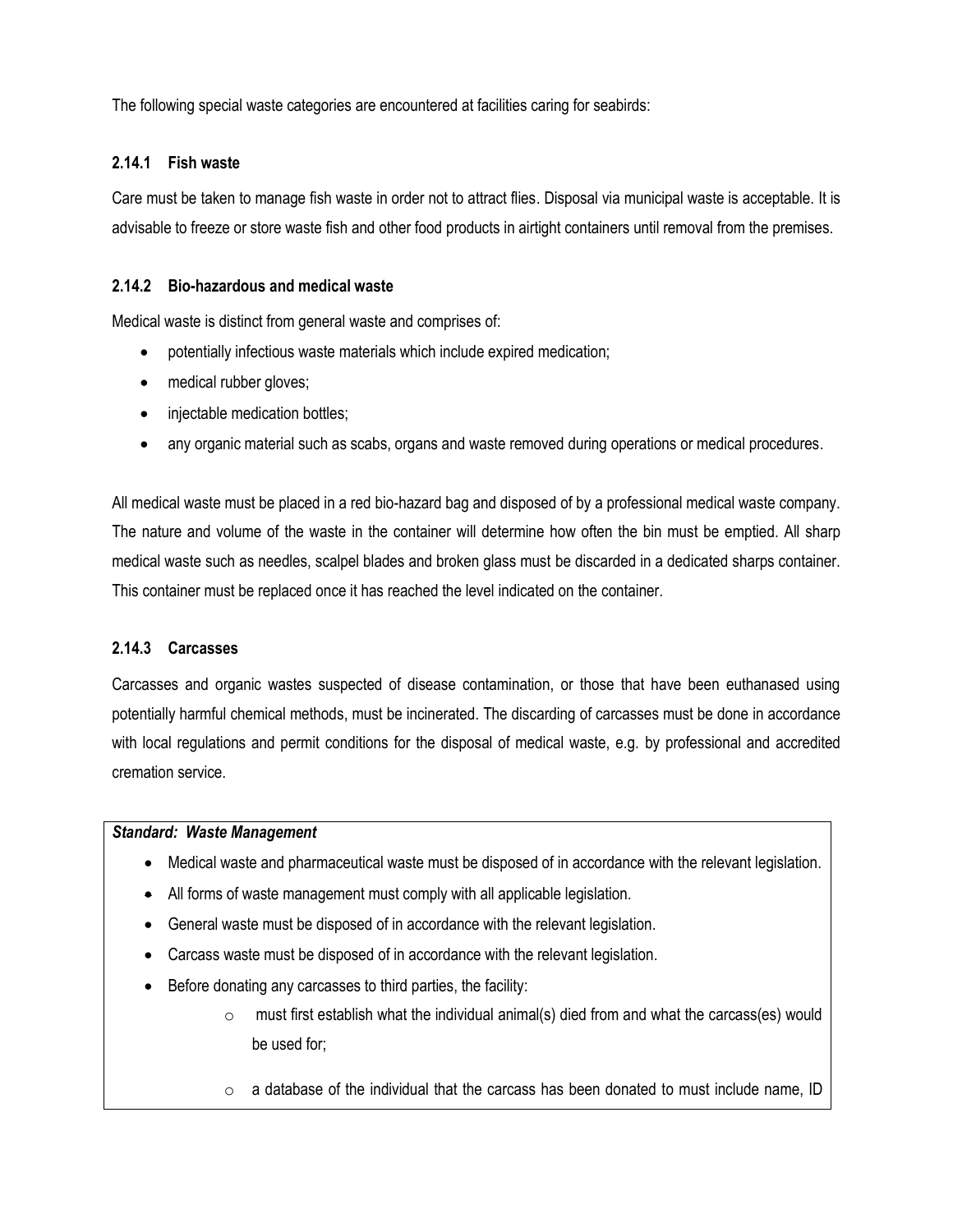The following special waste categories are encountered at facilities caring for seabirds:

### 2.14.1 Fish waste

Care must be taken to manage fish waste in order not to attract flies. Disposal via municipal waste is acceptable. It is advisable to freeze or store waste fish and other food products in airtight containers until removal from the premises.

### 2.14.2 Bio-hazardous and medical waste

Medical waste is distinct from general waste and comprises of:

- potentially infectious waste materials which include expired medication;
- medical rubber gloves;
- injectable medication bottles;
- any organic material such as scabs, organs and waste removed during operations or medical procedures.

All medical waste must be placed in a red bio-hazard bag and disposed of by a professional medical waste company. The nature and volume of the waste in the container will determine how often the bin must be emptied. All sharp medical waste such as needles, scalpel blades and broken glass must be discarded in a dedicated sharps container. This container must be replaced once it has reached the level indicated on the container.

### 2.14.3 Carcasses

Carcasses and organic wastes suspected of disease contamination, or those that have been euthanased using potentially harmful chemical methods, must be incinerated. The discarding of carcasses must be done in accordance with local regulations and permit conditions for the disposal of medical waste, e.g. by professional and accredited cremation service.

***Standard: Waste Management***

- Medical waste and pharmaceutical waste must be disposed of in accordance with the relevant legislation.
- All forms of waste management must comply with all applicable legislation.
- General waste must be disposed of in accordance with the relevant legislation.
- Carcass waste must be disposed of in accordance with the relevant legislation.
- Before donating any carcasses to third parties, the facility:
  - must first establish what the individual animal(s) died from and what the carcass(es) would be used for;
  - a database of the individual that the carcass has been donated to must include name, ID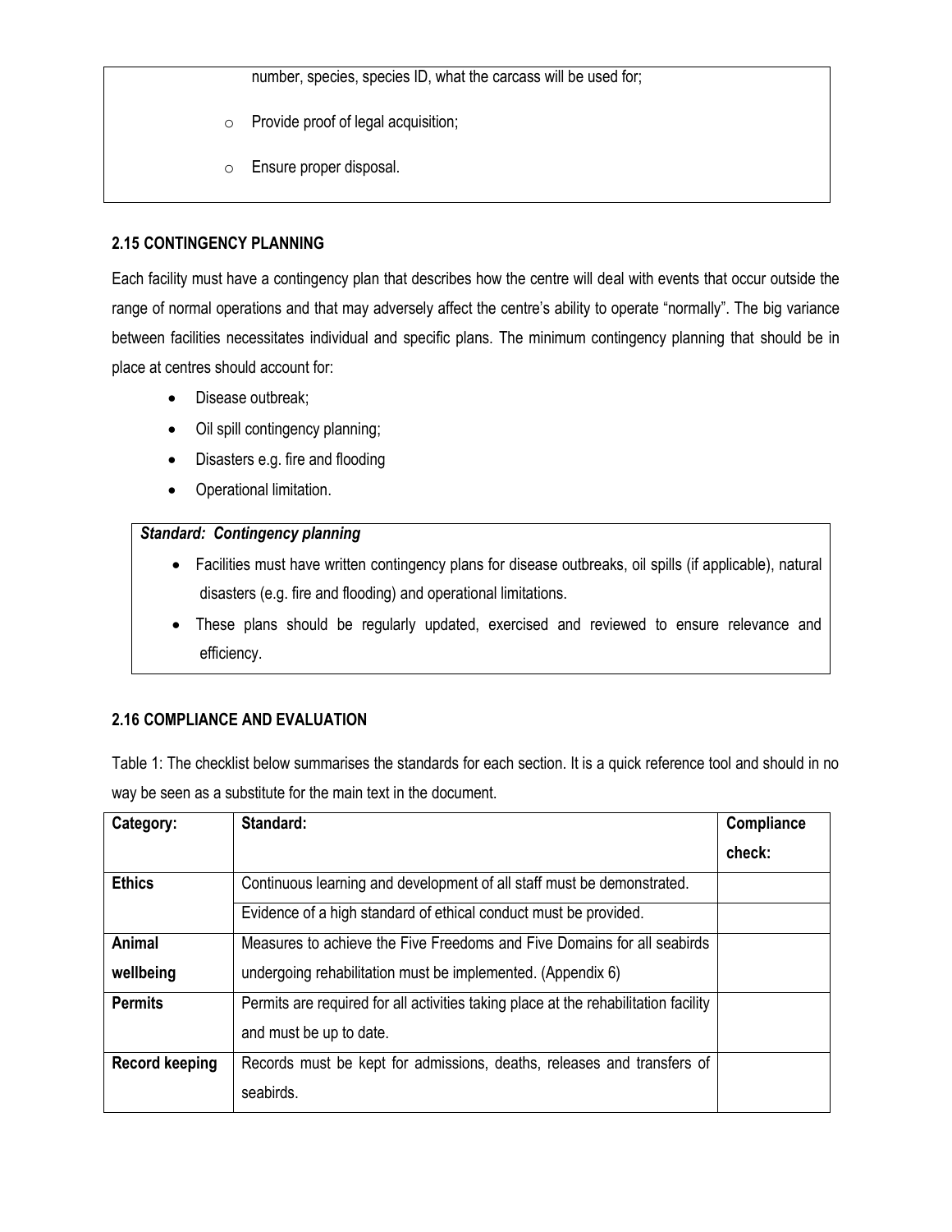number, species, species ID, what the carcass will be used for;

- Provide proof of legal acquisition;
- Ensure proper disposal.

**2.15 CONTINGENCY PLANNING**

Each facility must have a contingency plan that describes how the centre will deal with events that occur outside the range of normal operations and that may adversely affect the centre's ability to operate "normally". The big variance between facilities necessitates individual and specific plans. The minimum contingency planning that should be in place at centres should account for:

- Disease outbreak;
- Oil spill contingency planning;
- Disasters e.g. fire and flooding
- Operational limitation.

***Standard: Contingency planning***

- Facilities must have written contingency plans for disease outbreaks, oil spills (if applicable), natural disasters (e.g. fire and flooding) and operational limitations.
- These plans should be regularly updated, exercised and reviewed to ensure relevance and efficiency.

**2.16 COMPLIANCE AND EVALUATION**

Table 1: The checklist below summarises the standards for each section. It is a quick reference tool and should in no way be seen as a substitute for the main text in the document.

| Category: | Standard: | Compliance check: |
|---|---|---|
| **Ethics** | Continuous learning and development of all staff must be demonstrated. | |
| | Evidence of a high standard of ethical conduct must be provided. | |
| **Animal wellbeing** | Measures to achieve the Five Freedoms and Five Domains for all seabirds undergoing rehabilitation must be implemented. (Appendix 6) | |
| **Permits** | Permits are required for all activities taking place at the rehabilitation facility and must be up to date. | |
| **Record keeping** | Records must be kept for admissions, deaths, releases and transfers of seabirds. | |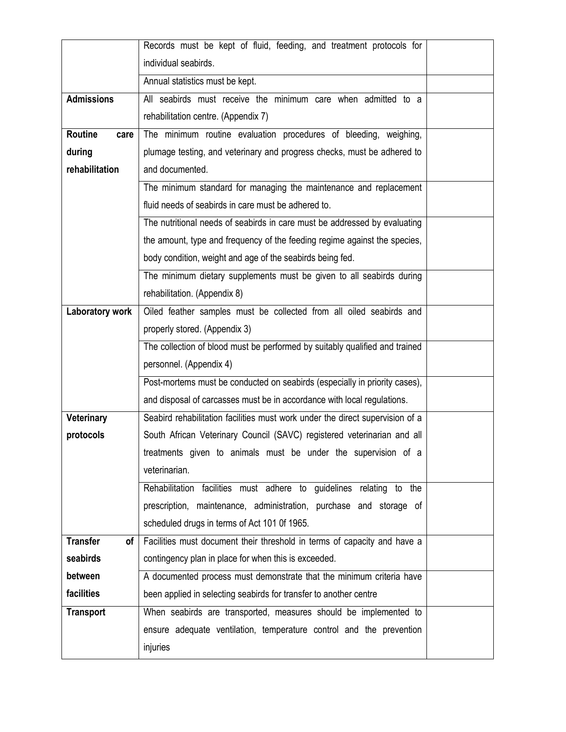| | | |
|---|---|---|
| | Records must be kept of fluid, feeding, and treatment protocols for individual seabirds. | |
| | Annual statistics must be kept. | |
| **Admissions** | All seabirds must receive the minimum care when admitted to a rehabilitation centre. (Appendix 7) | |
| **Routine care during rehabilitation** | The minimum routine evaluation procedures of bleeding, weighing, plumage testing, and veterinary and progress checks, must be adhered to and documented. | |
| | The minimum standard for managing the maintenance and replacement fluid needs of seabirds in care must be adhered to. | |
| | The nutritional needs of seabirds in care must be addressed by evaluating the amount, type and frequency of the feeding regime against the species, body condition, weight and age of the seabirds being fed. | |
| | The minimum dietary supplements must be given to all seabirds during rehabilitation. (Appendix 8) | |
| **Laboratory work** | Oiled feather samples must be collected from all oiled seabirds and properly stored. (Appendix 3) | |
| | The collection of blood must be performed by suitably qualified and trained personnel. (Appendix 4) | |
| | Post-mortems must be conducted on seabirds (especially in priority cases), and disposal of carcasses must be in accordance with local regulations. | |
| **Veterinary protocols** | Seabird rehabilitation facilities must work under the direct supervision of a South African Veterinary Council (SAVC) registered veterinarian and all treatments given to animals must be under the supervision of a veterinarian. | |
| | Rehabilitation facilities must adhere to guidelines relating to the prescription, maintenance, administration, purchase and storage of scheduled drugs in terms of Act 101 0f 1965. | |
| **Transfer of seabirds between facilities** | Facilities must document their threshold in terms of capacity and have a contingency plan in place for when this is exceeded. | |
| | A documented process must demonstrate that the minimum criteria have been applied in selecting seabirds for transfer to another centre | |
| **Transport** | When seabirds are transported, measures should be implemented to ensure adequate ventilation, temperature control and the prevention injuries | |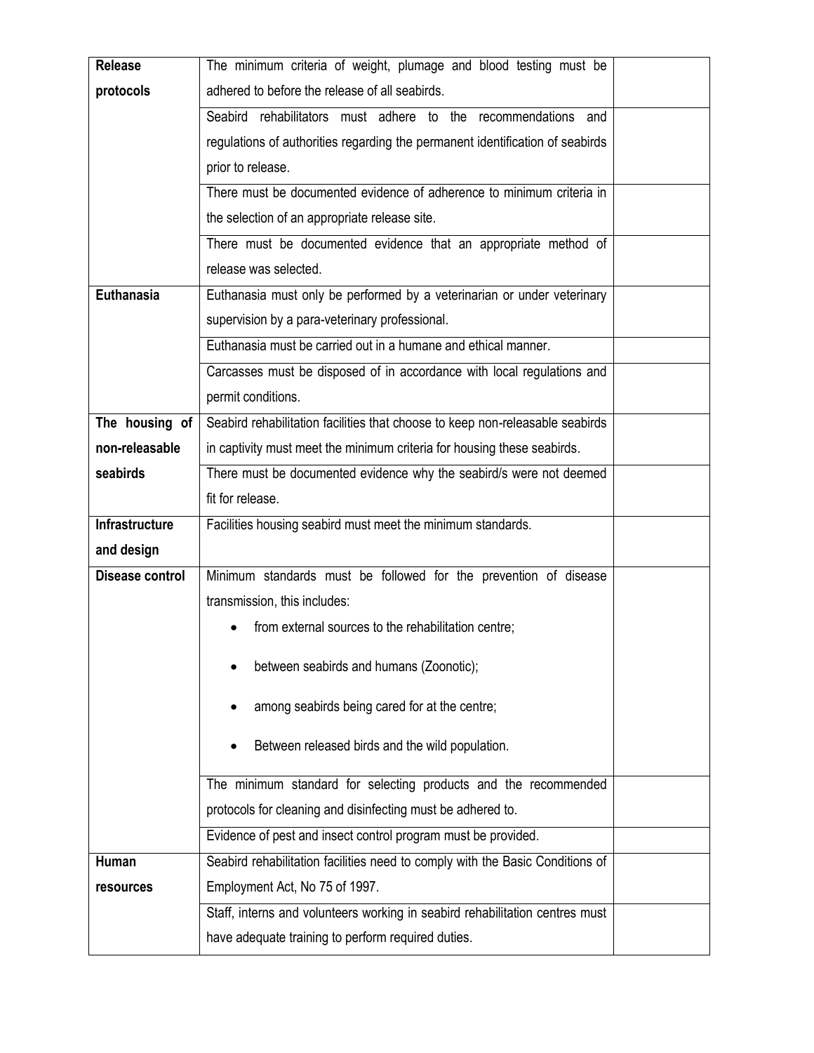| | | |
|---|---|---|
| **Release protocols** | The minimum criteria of weight, plumage and blood testing must be adhered to before the release of all seabirds. | |
| | Seabird rehabilitators must adhere to the recommendations and regulations of authorities regarding the permanent identification of seabirds prior to release. | |
| | There must be documented evidence of adherence to minimum criteria in the selection of an appropriate release site. | |
| | There must be documented evidence that an appropriate method of release was selected. | |
| **Euthanasia** | Euthanasia must only be performed by a veterinarian or under veterinary supervision by a para-veterinary professional. | |
| | Euthanasia must be carried out in a humane and ethical manner. | |
| | Carcasses must be disposed of in accordance with local regulations and permit conditions. | |
| **The housing of non-releasable seabirds** | Seabird rehabilitation facilities that choose to keep non-releasable seabirds in captivity must meet the minimum criteria for housing these seabirds. | |
| | There must be documented evidence why the seabird/s were not deemed fit for release. | |
| **Infrastructure and design** | Facilities housing seabird must meet the minimum standards. | |
| **Disease control** | Minimum standards must be followed for the prevention of disease transmission, this includes:<br>• from external sources to the rehabilitation centre;<br>• between seabirds and humans (Zoonotic);<br>• among seabirds being cared for at the centre;<br>• Between released birds and the wild population. | |
| | The minimum standard for selecting products and the recommended protocols for cleaning and disinfecting must be adhered to. | |
| | Evidence of pest and insect control program must be provided. | |
| **Human resources** | Seabird rehabilitation facilities need to comply with the Basic Conditions of Employment Act, No 75 of 1997. | |
| | Staff, interns and volunteers working in seabird rehabilitation centres must have adequate training to perform required duties. | |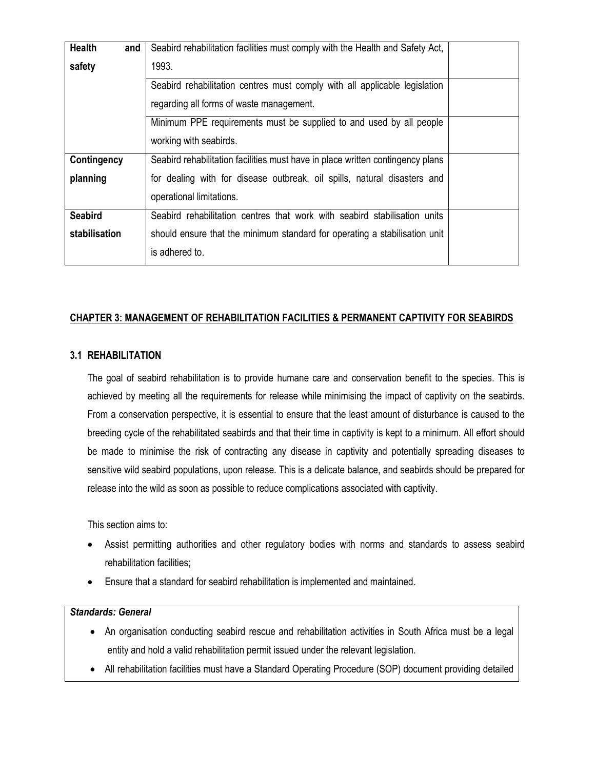| | | |
|---|---|---|
| **Health and safety** | Seabird rehabilitation facilities must comply with the Health and Safety Act, 1993. | |
| | Seabird rehabilitation centres must comply with all applicable legislation regarding all forms of waste management. | |
| | Minimum PPE requirements must be supplied to and used by all people working with seabirds. | |
| **Contingency planning** | Seabird rehabilitation facilities must have in place written contingency plans for dealing with disease outbreak, oil spills, natural disasters and operational limitations. | |
| **Seabird stabilisation** | Seabird rehabilitation centres that work with seabird stabilisation units should ensure that the minimum standard for operating a stabilisation unit is adhered to. | |

## CHAPTER 3: MANAGEMENT OF REHABILITATION FACILITIES & PERMANENT CAPTIVITY FOR SEABIRDS

### 3.1 REHABILITATION

The goal of seabird rehabilitation is to provide humane care and conservation benefit to the species. This is achieved by meeting all the requirements for release while minimising the impact of captivity on the seabirds. From a conservation perspective, it is essential to ensure that the least amount of disturbance is caused to the breeding cycle of the rehabilitated seabirds and that their time in captivity is kept to a minimum. All effort should be made to minimise the risk of contracting any disease in captivity and potentially spreading diseases to sensitive wild seabird populations, upon release. This is a delicate balance, and seabirds should be prepared for release into the wild as soon as possible to reduce complications associated with captivity.

This section aims to:

- Assist permitting authorities and other regulatory bodies with norms and standards to assess seabird rehabilitation facilities;
- Ensure that a standard for seabird rehabilitation is implemented and maintained.

***Standards: General***

- An organisation conducting seabird rescue and rehabilitation activities in South Africa must be a legal entity and hold a valid rehabilitation permit issued under the relevant legislation.
- All rehabilitation facilities must have a Standard Operating Procedure (SOP) document providing detailed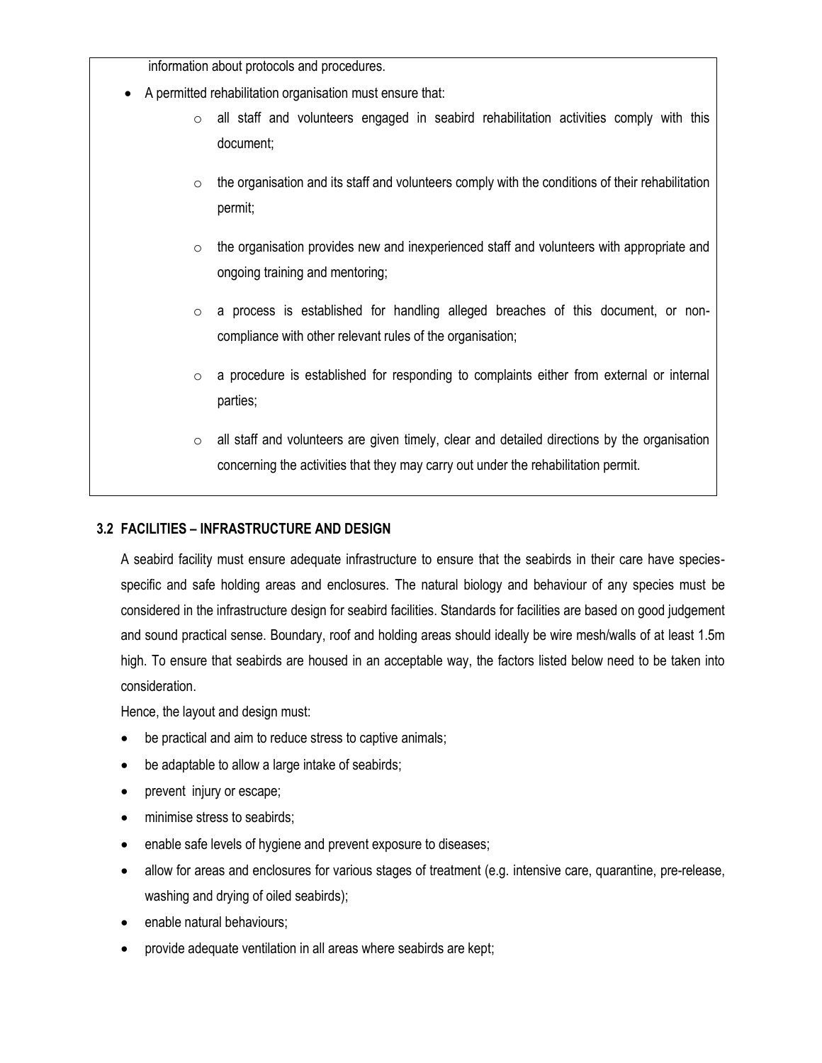information about protocols and procedures.

- A permitted rehabilitation organisation must ensure that:
  - all staff and volunteers engaged in seabird rehabilitation activities comply with this document;
  - the organisation and its staff and volunteers comply with the conditions of their rehabilitation permit;
  - the organisation provides new and inexperienced staff and volunteers with appropriate and ongoing training and mentoring;
  - a process is established for handling alleged breaches of this document, or non-compliance with other relevant rules of the organisation;
  - a procedure is established for responding to complaints either from external or internal parties;
  - all staff and volunteers are given timely, clear and detailed directions by the organisation concerning the activities that they may carry out under the rehabilitation permit.

### 3.2 FACILITIES – INFRASTRUCTURE AND DESIGN

A seabird facility must ensure adequate infrastructure to ensure that the seabirds in their care have species-specific and safe holding areas and enclosures. The natural biology and behaviour of any species must be considered in the infrastructure design for seabird facilities. Standards for facilities are based on good judgement and sound practical sense. Boundary, roof and holding areas should ideally be wire mesh/walls of at least 1.5m high. To ensure that seabirds are housed in an acceptable way, the factors listed below need to be taken into consideration.

Hence, the layout and design must:

- be practical and aim to reduce stress to captive animals;
- be adaptable to allow a large intake of seabirds;
- prevent injury or escape;
- minimise stress to seabirds;
- enable safe levels of hygiene and prevent exposure to diseases;
- allow for areas and enclosures for various stages of treatment (e.g. intensive care, quarantine, pre-release, washing and drying of oiled seabirds);
- enable natural behaviours;
- provide adequate ventilation in all areas where seabirds are kept;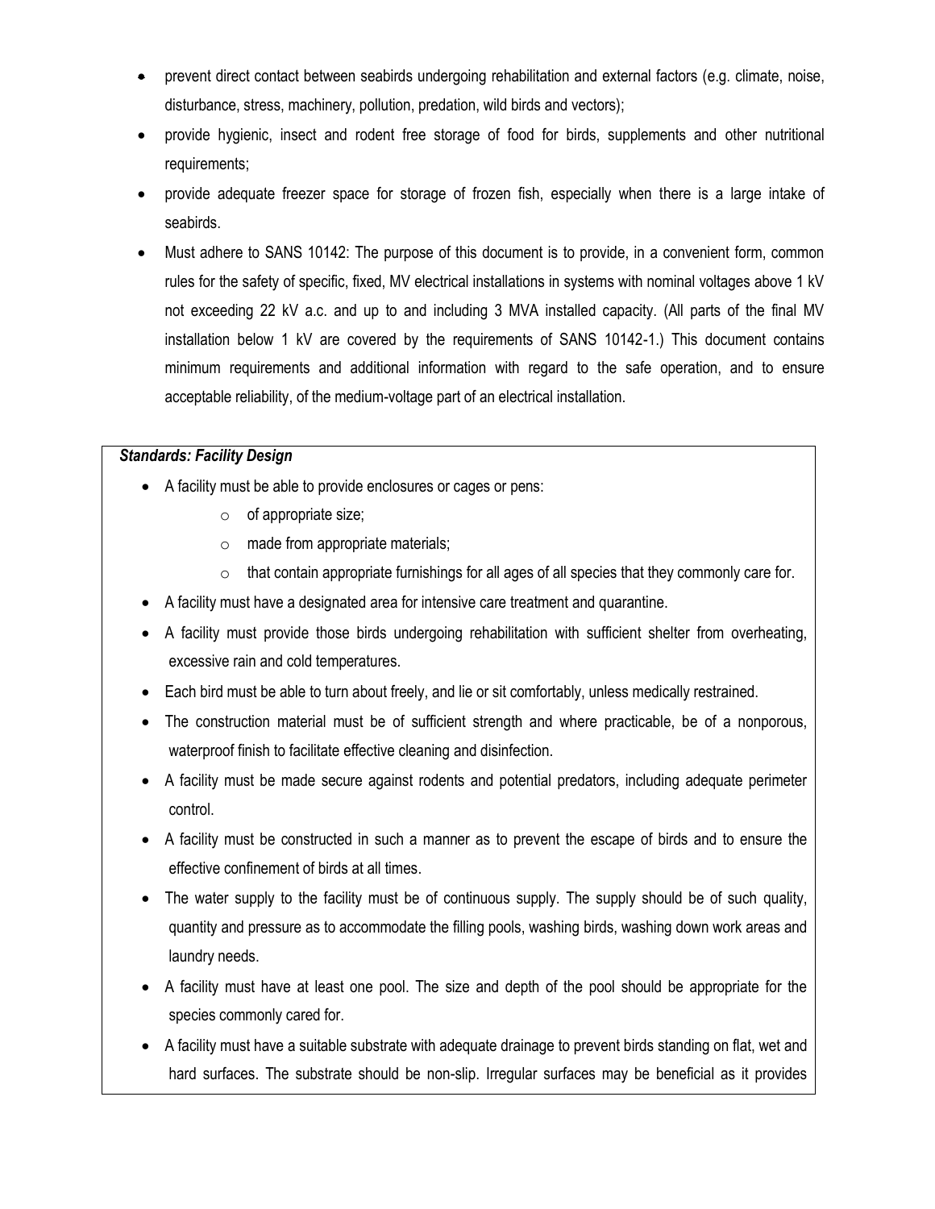- prevent direct contact between seabirds undergoing rehabilitation and external factors (e.g. climate, noise, disturbance, stress, machinery, pollution, predation, wild birds and vectors);
- provide hygienic, insect and rodent free storage of food for birds, supplements and other nutritional requirements;
- provide adequate freezer space for storage of frozen fish, especially when there is a large intake of seabirds.
- Must adhere to SANS 10142: The purpose of this document is to provide, in a convenient form, common rules for the safety of specific, fixed, MV electrical installations in systems with nominal voltages above 1 kV not exceeding 22 kV a.c. and up to and including 3 MVA installed capacity. (All parts of the final MV installation below 1 kV are covered by the requirements of SANS 10142-1.) This document contains minimum requirements and additional information with regard to the safe operation, and to ensure acceptable reliability, of the medium-voltage part of an electrical installation.

***Standards: Facility Design***

- A facility must be able to provide enclosures or cages or pens:
  - of appropriate size;
  - made from appropriate materials;
  - that contain appropriate furnishings for all ages of all species that they commonly care for.
- A facility must have a designated area for intensive care treatment and quarantine.
- A facility must provide those birds undergoing rehabilitation with sufficient shelter from overheating, excessive rain and cold temperatures.
- Each bird must be able to turn about freely, and lie or sit comfortably, unless medically restrained.
- The construction material must be of sufficient strength and where practicable, be of a nonporous, waterproof finish to facilitate effective cleaning and disinfection.
- A facility must be made secure against rodents and potential predators, including adequate perimeter control.
- A facility must be constructed in such a manner as to prevent the escape of birds and to ensure the effective confinement of birds at all times.
- The water supply to the facility must be of continuous supply. The supply should be of such quality, quantity and pressure as to accommodate the filling pools, washing birds, washing down work areas and laundry needs.
- A facility must have at least one pool. The size and depth of the pool should be appropriate for the species commonly cared for.
- A facility must have a suitable substrate with adequate drainage to prevent birds standing on flat, wet and hard surfaces. The substrate should be non-slip. Irregular surfaces may be beneficial as it provides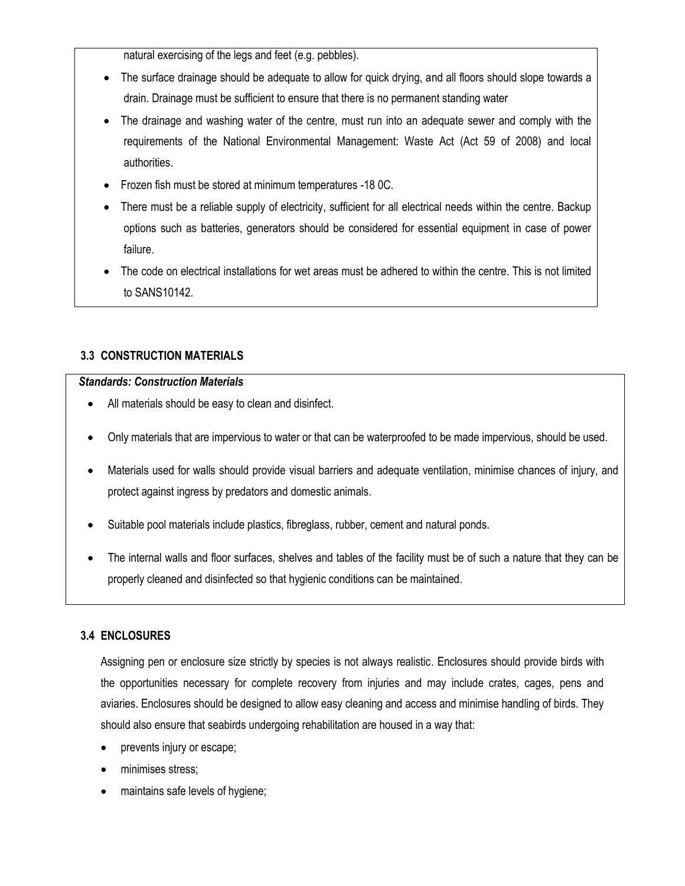natural exercising of the legs and feet (e.g. pebbles).

- The surface drainage should be adequate to allow for quick drying, and all floors should slope towards a drain. Drainage must be sufficient to ensure that there is no permanent standing water
- The drainage and washing water of the centre, must run into an adequate sewer and comply with the requirements of the National Environmental Management: Waste Act (Act 59 of 2008) and local authorities.
- Frozen fish must be stored at minimum temperatures -18 0C.
- There must be a reliable supply of electricity, sufficient for all electrical needs within the centre. Backup options such as batteries, generators should be considered for essential equipment in case of power failure.
- The code on electrical installations for wet areas must be adhered to within the centre. This is not limited to SANS10142.

### 3.3 CONSTRUCTION MATERIALS

***Standards: Construction Materials***

- All materials should be easy to clean and disinfect.
- Only materials that are impervious to water or that can be waterproofed to be made impervious, should be used.
- Materials used for walls should provide visual barriers and adequate ventilation, minimise chances of injury, and protect against ingress by predators and domestic animals.
- Suitable pool materials include plastics, fibreglass, rubber, cement and natural ponds.
- The internal walls and floor surfaces, shelves and tables of the facility must be of such a nature that they can be properly cleaned and disinfected so that hygienic conditions can be maintained.

### 3.4 ENCLOSURES

Assigning pen or enclosure size strictly by species is not always realistic. Enclosures should provide birds with the opportunities necessary for complete recovery from injuries and may include crates, cages, pens and aviaries. Enclosures should be designed to allow easy cleaning and access and minimise handling of birds. They should also ensure that seabirds undergoing rehabilitation are housed in a way that:

- prevents injury or escape;
- minimises stress;
- maintains safe levels of hygiene;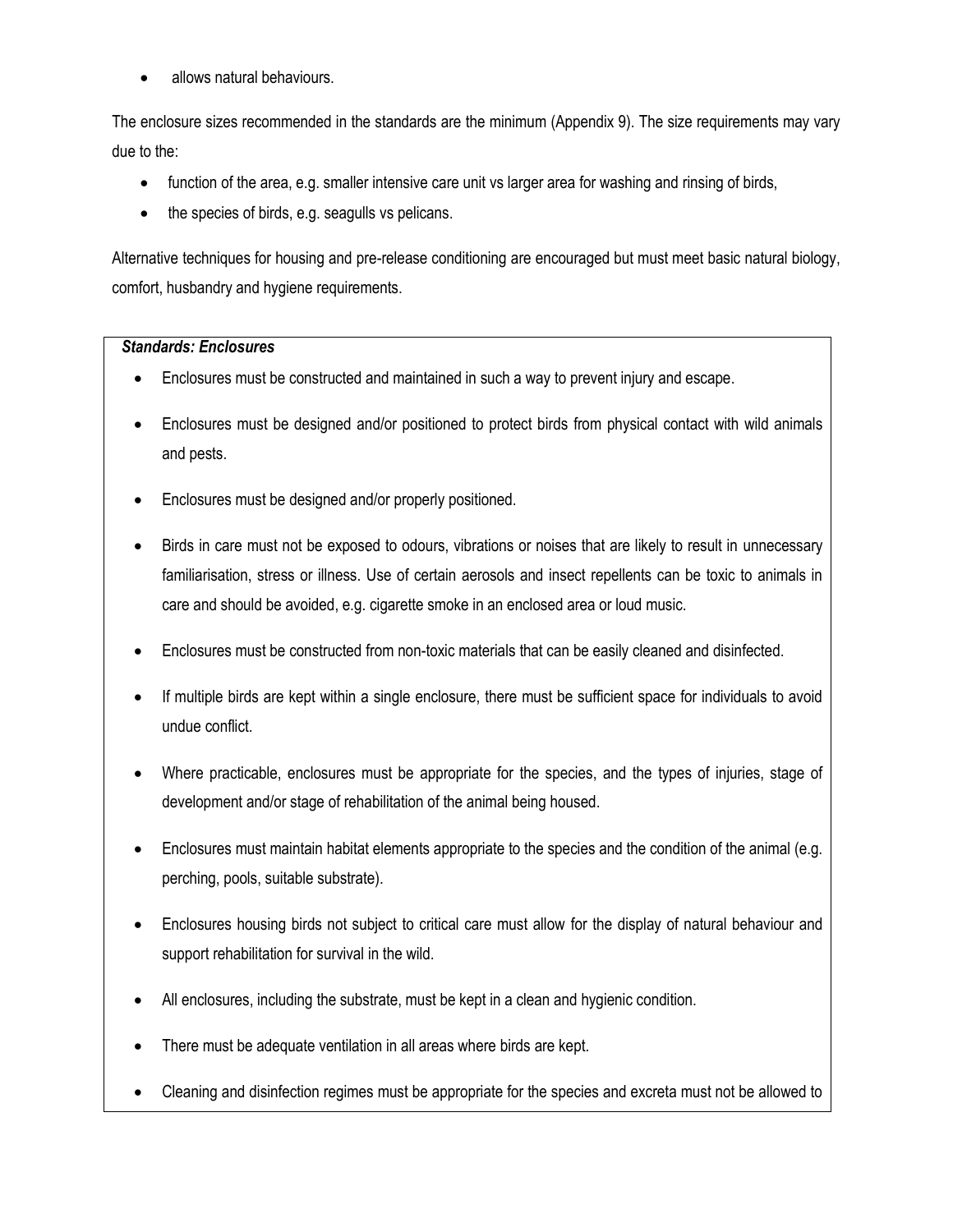- allows natural behaviours.

The enclosure sizes recommended in the standards are the minimum (Appendix 9). The size requirements may vary due to the:

- function of the area, e.g. smaller intensive care unit vs larger area for washing and rinsing of birds,
- the species of birds, e.g. seagulls vs pelicans.

Alternative techniques for housing and pre-release conditioning are encouraged but must meet basic natural biology, comfort, husbandry and hygiene requirements.

***Standards: Enclosures***

- Enclosures must be constructed and maintained in such a way to prevent injury and escape.
- Enclosures must be designed and/or positioned to protect birds from physical contact with wild animals and pests.
- Enclosures must be designed and/or properly positioned.
- Birds in care must not be exposed to odours, vibrations or noises that are likely to result in unnecessary familiarisation, stress or illness. Use of certain aerosols and insect repellents can be toxic to animals in care and should be avoided, e.g. cigarette smoke in an enclosed area or loud music.
- Enclosures must be constructed from non-toxic materials that can be easily cleaned and disinfected.
- If multiple birds are kept within a single enclosure, there must be sufficient space for individuals to avoid undue conflict.
- Where practicable, enclosures must be appropriate for the species, and the types of injuries, stage of development and/or stage of rehabilitation of the animal being housed.
- Enclosures must maintain habitat elements appropriate to the species and the condition of the animal (e.g. perching, pools, suitable substrate).
- Enclosures housing birds not subject to critical care must allow for the display of natural behaviour and support rehabilitation for survival in the wild.
- All enclosures, including the substrate, must be kept in a clean and hygienic condition.
- There must be adequate ventilation in all areas where birds are kept.
- Cleaning and disinfection regimes must be appropriate for the species and excreta must not be allowed to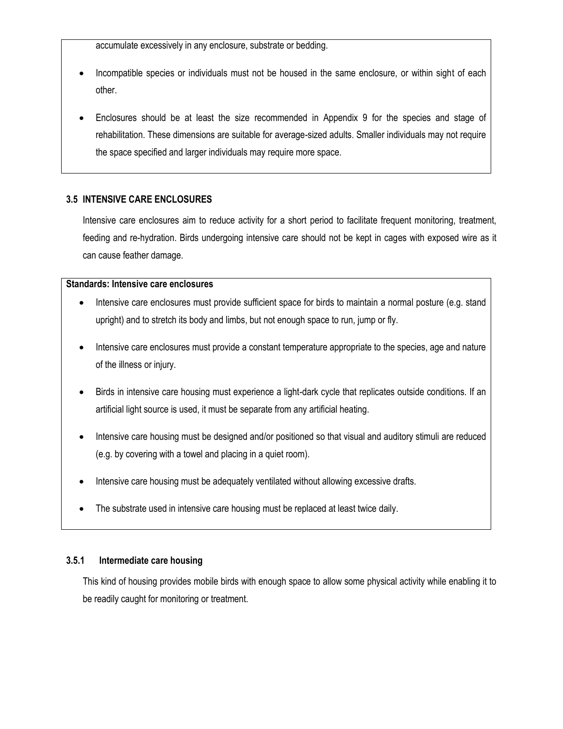accumulate excessively in any enclosure, substrate or bedding.

- Incompatible species or individuals must not be housed in the same enclosure, or within sight of each other.
- Enclosures should be at least the size recommended in Appendix 9 for the species and stage of rehabilitation. These dimensions are suitable for average-sized adults. Smaller individuals may not require the space specified and larger individuals may require more space.

### 3.5 INTENSIVE CARE ENCLOSURES

Intensive care enclosures aim to reduce activity for a short period to facilitate frequent monitoring, treatment, feeding and re-hydration. Birds undergoing intensive care should not be kept in cages with exposed wire as it can cause feather damage.

**Standards: Intensive care enclosures**

- Intensive care enclosures must provide sufficient space for birds to maintain a normal posture (e.g. stand upright) and to stretch its body and limbs, but not enough space to run, jump or fly.
- Intensive care enclosures must provide a constant temperature appropriate to the species, age and nature of the illness or injury.
- Birds in intensive care housing must experience a light-dark cycle that replicates outside conditions. If an artificial light source is used, it must be separate from any artificial heating.
- Intensive care housing must be designed and/or positioned so that visual and auditory stimuli are reduced (e.g. by covering with a towel and placing in a quiet room).
- Intensive care housing must be adequately ventilated without allowing excessive drafts.
- The substrate used in intensive care housing must be replaced at least twice daily.

#### 3.5.1 Intermediate care housing

This kind of housing provides mobile birds with enough space to allow some physical activity while enabling it to be readily caught for monitoring or treatment.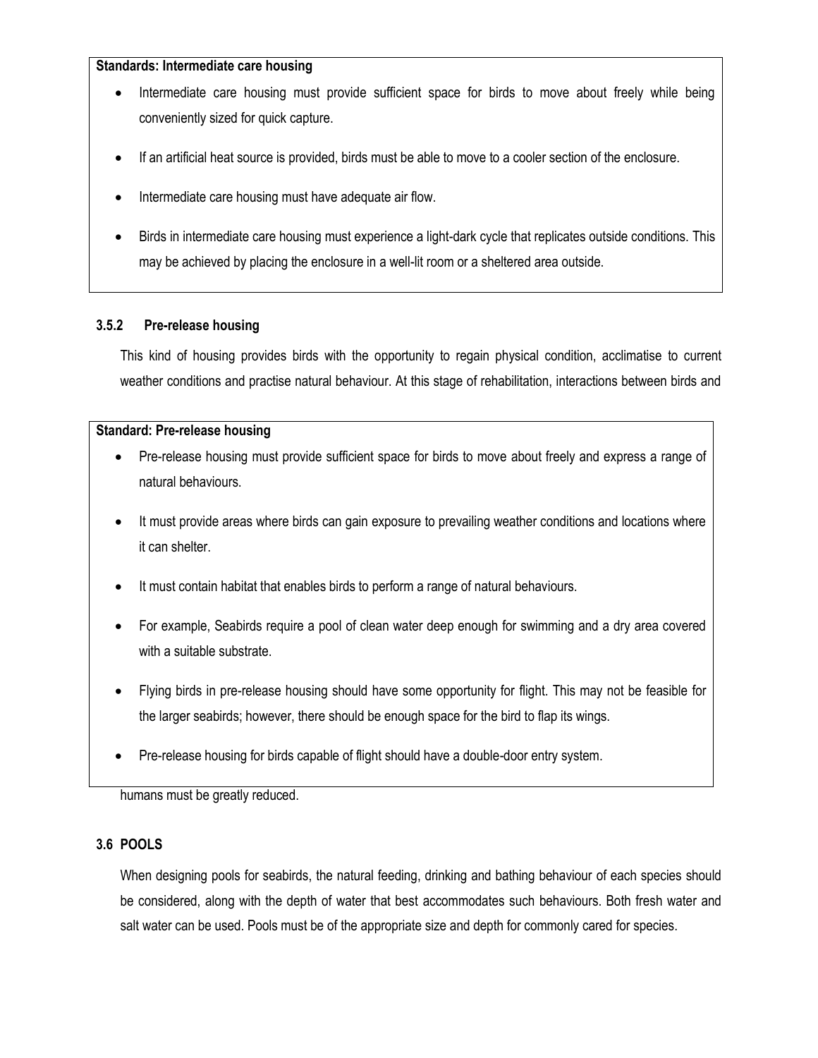**Standards: Intermediate care housing**

- Intermediate care housing must provide sufficient space for birds to move about freely while being conveniently sized for quick capture.
- If an artificial heat source is provided, birds must be able to move to a cooler section of the enclosure.
- Intermediate care housing must have adequate air flow.
- Birds in intermediate care housing must experience a light-dark cycle that replicates outside conditions. This may be achieved by placing the enclosure in a well-lit room or a sheltered area outside.

### 3.5.2 Pre-release housing

This kind of housing provides birds with the opportunity to regain physical condition, acclimatise to current weather conditions and practise natural behaviour. At this stage of rehabilitation, interactions between birds and humans must be greatly reduced.

**Standard: Pre-release housing**

- Pre-release housing must provide sufficient space for birds to move about freely and express a range of natural behaviours.
- It must provide areas where birds can gain exposure to prevailing weather conditions and locations where it can shelter.
- It must contain habitat that enables birds to perform a range of natural behaviours.
- For example, Seabirds require a pool of clean water deep enough for swimming and a dry area covered with a suitable substrate.
- Flying birds in pre-release housing should have some opportunity for flight. This may not be feasible for the larger seabirds; however, there should be enough space for the bird to flap its wings.
- Pre-release housing for birds capable of flight should have a double-door entry system.

## 3.6 POOLS

When designing pools for seabirds, the natural feeding, drinking and bathing behaviour of each species should be considered, along with the depth of water that best accommodates such behaviours. Both fresh water and salt water can be used. Pools must be of the appropriate size and depth for commonly cared for species.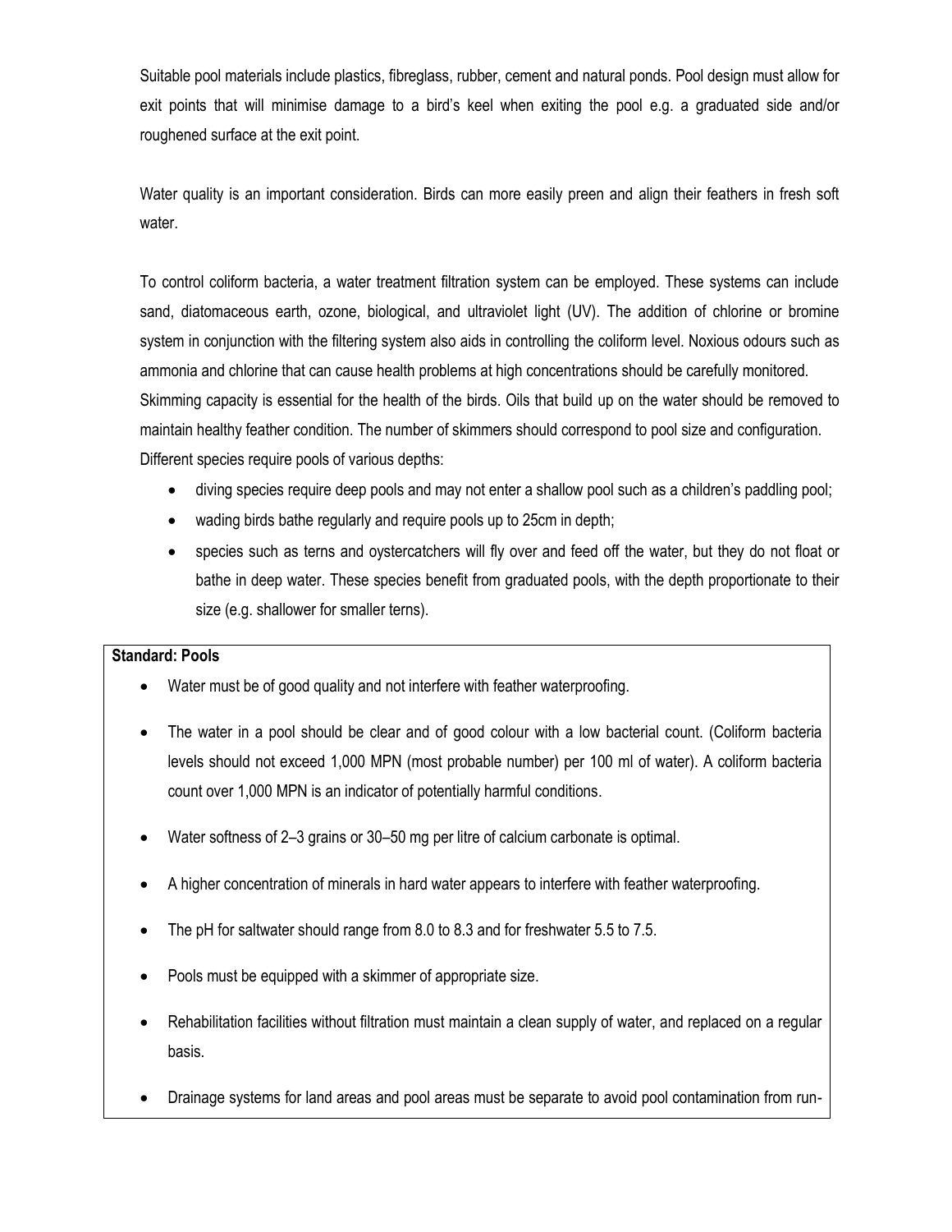Suitable pool materials include plastics, fibreglass, rubber, cement and natural ponds. Pool design must allow for exit points that will minimise damage to a bird's keel when exiting the pool e.g. a graduated side and/or roughened surface at the exit point.

Water quality is an important consideration. Birds can more easily preen and align their feathers in fresh soft water.

To control coliform bacteria, a water treatment filtration system can be employed. These systems can include sand, diatomaceous earth, ozone, biological, and ultraviolet light (UV). The addition of chlorine or bromine system in conjunction with the filtering system also aids in controlling the coliform level. Noxious odours such as ammonia and chlorine that can cause health problems at high concentrations should be carefully monitored. Skimming capacity is essential for the health of the birds. Oils that build up on the water should be removed to maintain healthy feather condition. The number of skimmers should correspond to pool size and configuration. Different species require pools of various depths:

- diving species require deep pools and may not enter a shallow pool such as a children's paddling pool;
- wading birds bathe regularly and require pools up to 25cm in depth;
- species such as terns and oystercatchers will fly over and feed off the water, but they do not float or bathe in deep water. These species benefit from graduated pools, with the depth proportionate to their size (e.g. shallower for smaller terns).

**Standard: Pools**

- Water must be of good quality and not interfere with feather waterproofing.
- The water in a pool should be clear and of good colour with a low bacterial count. (Coliform bacteria levels should not exceed 1,000 MPN (most probable number) per 100 ml of water). A coliform bacteria count over 1,000 MPN is an indicator of potentially harmful conditions.
- Water softness of 2–3 grains or 30–50 mg per litre of calcium carbonate is optimal.
- A higher concentration of minerals in hard water appears to interfere with feather waterproofing.
- The pH for saltwater should range from 8.0 to 8.3 and for freshwater 5.5 to 7.5.
- Pools must be equipped with a skimmer of appropriate size.
- Rehabilitation facilities without filtration must maintain a clean supply of water, and replaced on a regular basis.
- Drainage systems for land areas and pool areas must be separate to avoid pool contamination from run-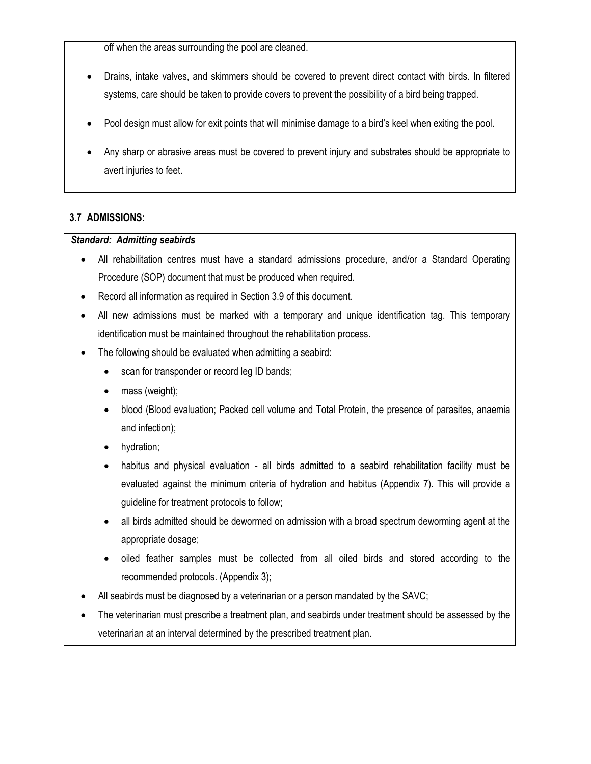off when the areas surrounding the pool are cleaned.

- Drains, intake valves, and skimmers should be covered to prevent direct contact with birds. In filtered systems, care should be taken to provide covers to prevent the possibility of a bird being trapped.
- Pool design must allow for exit points that will minimise damage to a bird's keel when exiting the pool.
- Any sharp or abrasive areas must be covered to prevent injury and substrates should be appropriate to avert injuries to feet.

### 3.7 ADMISSIONS:

***Standard: Admitting seabirds***

- All rehabilitation centres must have a standard admissions procedure, and/or a Standard Operating Procedure (SOP) document that must be produced when required.
- Record all information as required in Section 3.9 of this document.
- All new admissions must be marked with a temporary and unique identification tag. This temporary identification must be maintained throughout the rehabilitation process.
- The following should be evaluated when admitting a seabird:
  - scan for transponder or record leg ID bands;
  - mass (weight);
  - blood (Blood evaluation; Packed cell volume and Total Protein, the presence of parasites, anaemia and infection);
  - hydration;
  - habitus and physical evaluation - all birds admitted to a seabird rehabilitation facility must be evaluated against the minimum criteria of hydration and habitus (Appendix 7). This will provide a guideline for treatment protocols to follow;
  - all birds admitted should be dewormed on admission with a broad spectrum deworming agent at the appropriate dosage;
  - oiled feather samples must be collected from all oiled birds and stored according to the recommended protocols. (Appendix 3);
- All seabirds must be diagnosed by a veterinarian or a person mandated by the SAVC;
- The veterinarian must prescribe a treatment plan, and seabirds under treatment should be assessed by the veterinarian at an interval determined by the prescribed treatment plan.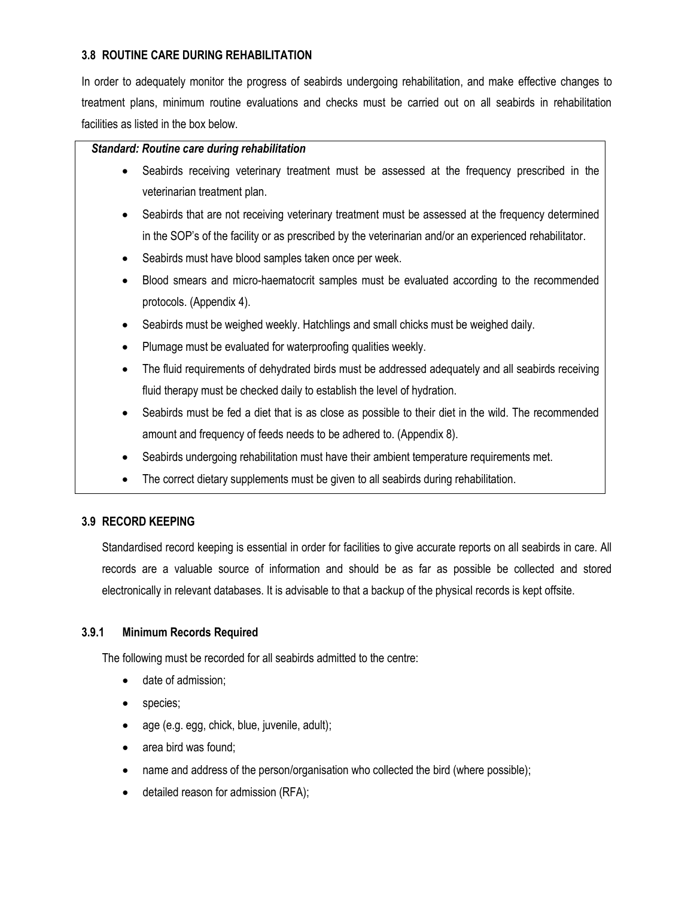### 3.8 ROUTINE CARE DURING REHABILITATION

In order to adequately monitor the progress of seabirds undergoing rehabilitation, and make effective changes to treatment plans, minimum routine evaluations and checks must be carried out on all seabirds in rehabilitation facilities as listed in the box below.

> ***Standard: Routine care during rehabilitation***
>
> - Seabirds receiving veterinary treatment must be assessed at the frequency prescribed in the veterinarian treatment plan.
> - Seabirds that are not receiving veterinary treatment must be assessed at the frequency determined in the SOP's of the facility or as prescribed by the veterinarian and/or an experienced rehabilitator.
> - Seabirds must have blood samples taken once per week.
> - Blood smears and micro-haematocrit samples must be evaluated according to the recommended protocols. (Appendix 4).
> - Seabirds must be weighed weekly. Hatchlings and small chicks must be weighed daily.
> - Plumage must be evaluated for waterproofing qualities weekly.
> - The fluid requirements of dehydrated birds must be addressed adequately and all seabirds receiving fluid therapy must be checked daily to establish the level of hydration.
> - Seabirds must be fed a diet that is as close as possible to their diet in the wild. The recommended amount and frequency of feeds needs to be adhered to. (Appendix 8).
> - Seabirds undergoing rehabilitation must have their ambient temperature requirements met.
> - The correct dietary supplements must be given to all seabirds during rehabilitation.

### 3.9 RECORD KEEPING

Standardised record keeping is essential in order for facilities to give accurate reports on all seabirds in care. All records are a valuable source of information and should be as far as possible be collected and stored electronically in relevant databases. It is advisable to that a backup of the physical records is kept offsite.

#### 3.9.1 Minimum Records Required

The following must be recorded for all seabirds admitted to the centre:

- date of admission;
- species;
- age (e.g. egg, chick, blue, juvenile, adult);
- area bird was found;
- name and address of the person/organisation who collected the bird (where possible);
- detailed reason for admission (RFA);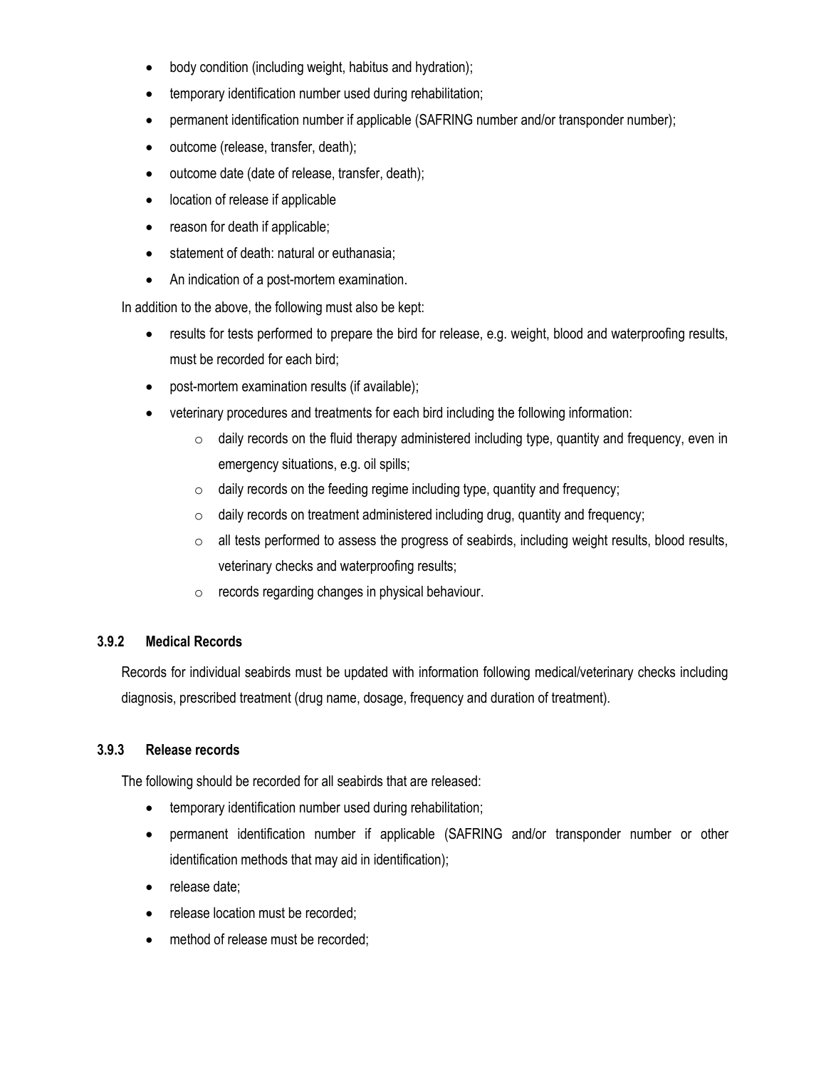- body condition (including weight, habitus and hydration);
- temporary identification number used during rehabilitation;
- permanent identification number if applicable (SAFRING number and/or transponder number);
- outcome (release, transfer, death);
- outcome date (date of release, transfer, death);
- location of release if applicable
- reason for death if applicable;
- statement of death: natural or euthanasia;
- An indication of a post-mortem examination.

In addition to the above, the following must also be kept:

- results for tests performed to prepare the bird for release, e.g. weight, blood and waterproofing results, must be recorded for each bird;
- post-mortem examination results (if available);
- veterinary procedures and treatments for each bird including the following information:
    - daily records on the fluid therapy administered including type, quantity and frequency, even in emergency situations, e.g. oil spills;
    - daily records on the feeding regime including type, quantity and frequency;
    - daily records on treatment administered including drug, quantity and frequency;
    - all tests performed to assess the progress of seabirds, including weight results, blood results, veterinary checks and waterproofing results;
    - records regarding changes in physical behaviour.

### 3.9.2 Medical Records

Records for individual seabirds must be updated with information following medical/veterinary checks including diagnosis, prescribed treatment (drug name, dosage, frequency and duration of treatment).

### 3.9.3 Release records

The following should be recorded for all seabirds that are released:

- temporary identification number used during rehabilitation;
- permanent identification number if applicable (SAFRING and/or transponder number or other identification methods that may aid in identification);
- release date;
- release location must be recorded;
- method of release must be recorded;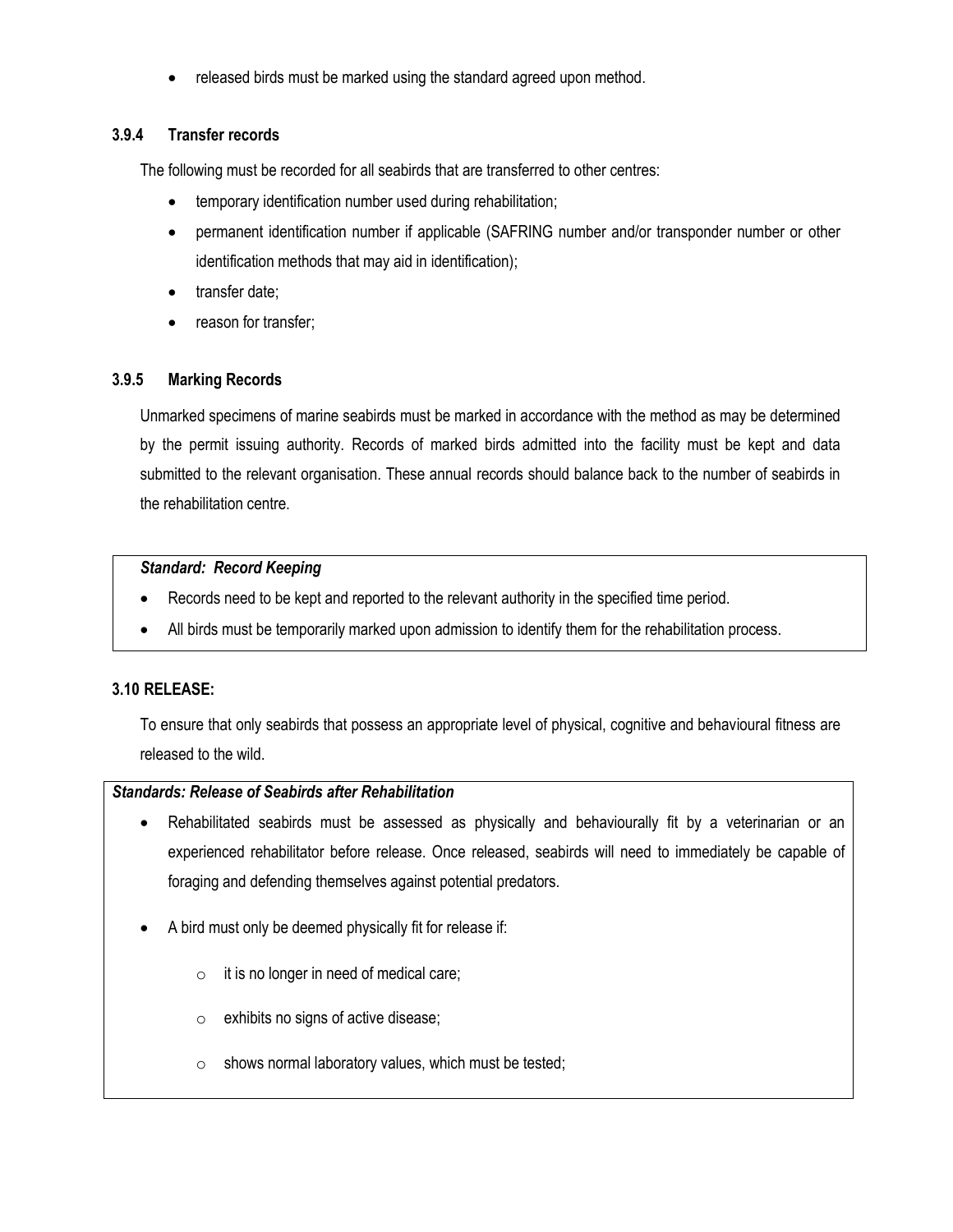- released birds must be marked using the standard agreed upon method.

### 3.9.4 Transfer records

The following must be recorded for all seabirds that are transferred to other centres:

- temporary identification number used during rehabilitation;
- permanent identification number if applicable (SAFRING number and/or transponder number or other identification methods that may aid in identification);
- transfer date;
- reason for transfer;

### 3.9.5 Marking Records

Unmarked specimens of marine seabirds must be marked in accordance with the method as may be determined by the permit issuing authority. Records of marked birds admitted into the facility must be kept and data submitted to the relevant organisation. These annual records should balance back to the number of seabirds in the rehabilitation centre.

***Standard: Record Keeping***

- Records need to be kept and reported to the relevant authority in the specified time period.
- All birds must be temporarily marked upon admission to identify them for the rehabilitation process.

## 3.10 RELEASE:

To ensure that only seabirds that possess an appropriate level of physical, cognitive and behavioural fitness are released to the wild.

***Standards: Release of Seabirds after Rehabilitation***

- Rehabilitated seabirds must be assessed as physically and behaviourally fit by a veterinarian or an experienced rehabilitator before release. Once released, seabirds will need to immediately be capable of foraging and defending themselves against potential predators.
- A bird must only be deemed physically fit for release if:
  - it is no longer in need of medical care;
  - exhibits no signs of active disease;
  - shows normal laboratory values, which must be tested;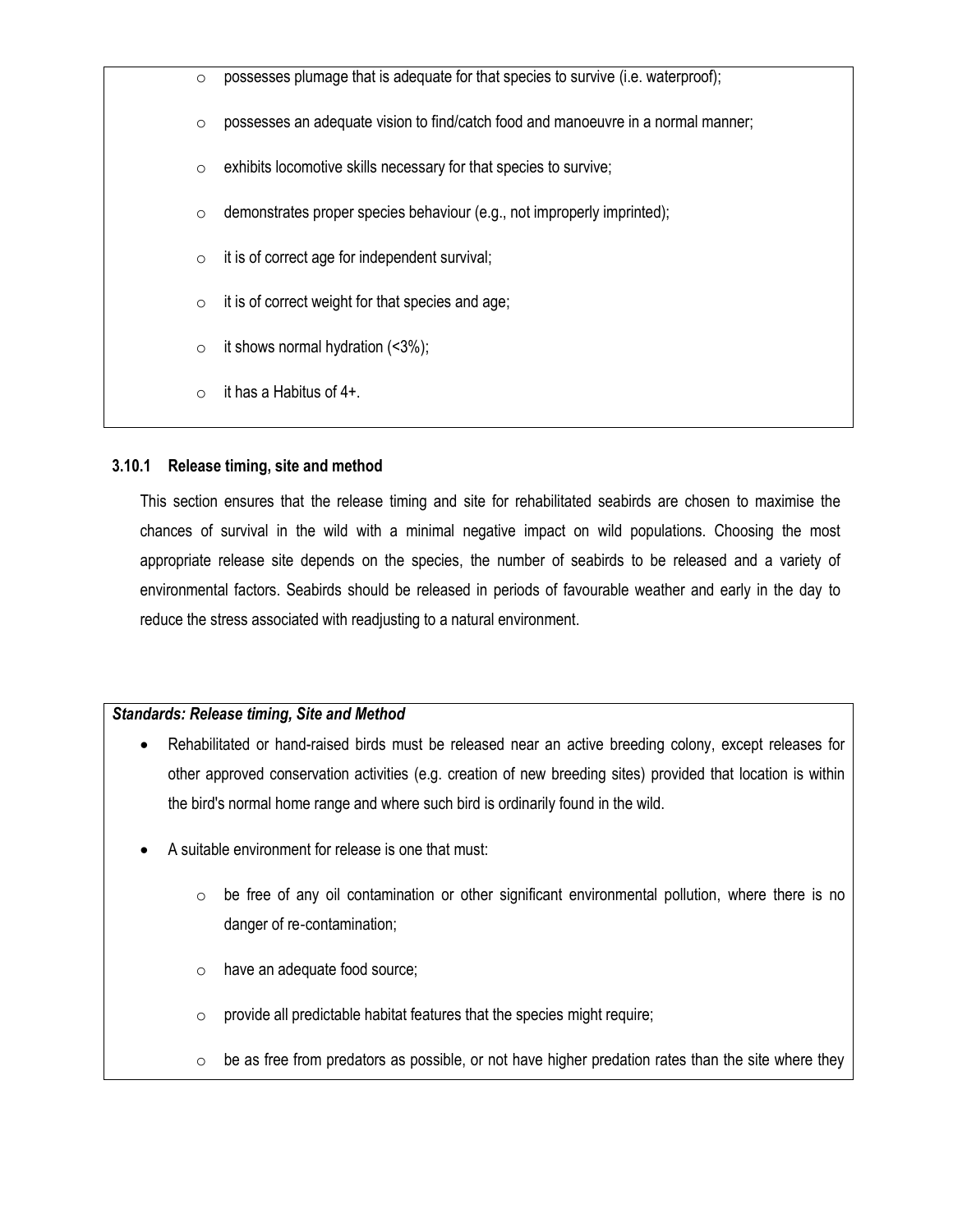- possesses plumage that is adequate for that species to survive (i.e. waterproof);
- possesses an adequate vision to find/catch food and manoeuvre in a normal manner;
- exhibits locomotive skills necessary for that species to survive;
- demonstrates proper species behaviour (e.g., not improperly imprinted);
- it is of correct age for independent survival;
- it is of correct weight for that species and age;
- it shows normal hydration (<3%);
- it has a Habitus of 4+.

### 3.10.1 Release timing, site and method

This section ensures that the release timing and site for rehabilitated seabirds are chosen to maximise the chances of survival in the wild with a minimal negative impact on wild populations. Choosing the most appropriate release site depends on the species, the number of seabirds to be released and a variety of environmental factors. Seabirds should be released in periods of favourable weather and early in the day to reduce the stress associated with readjusting to a natural environment.

***Standards: Release timing, Site and Method***

- Rehabilitated or hand-raised birds must be released near an active breeding colony, except releases for other approved conservation activities (e.g. creation of new breeding sites) provided that location is within the bird's normal home range and where such bird is ordinarily found in the wild.
- A suitable environment for release is one that must:
  - be free of any oil contamination or other significant environmental pollution, where there is no danger of re-contamination;
  - have an adequate food source;
  - provide all predictable habitat features that the species might require;
  - be as free from predators as possible, or not have higher predation rates than the site where they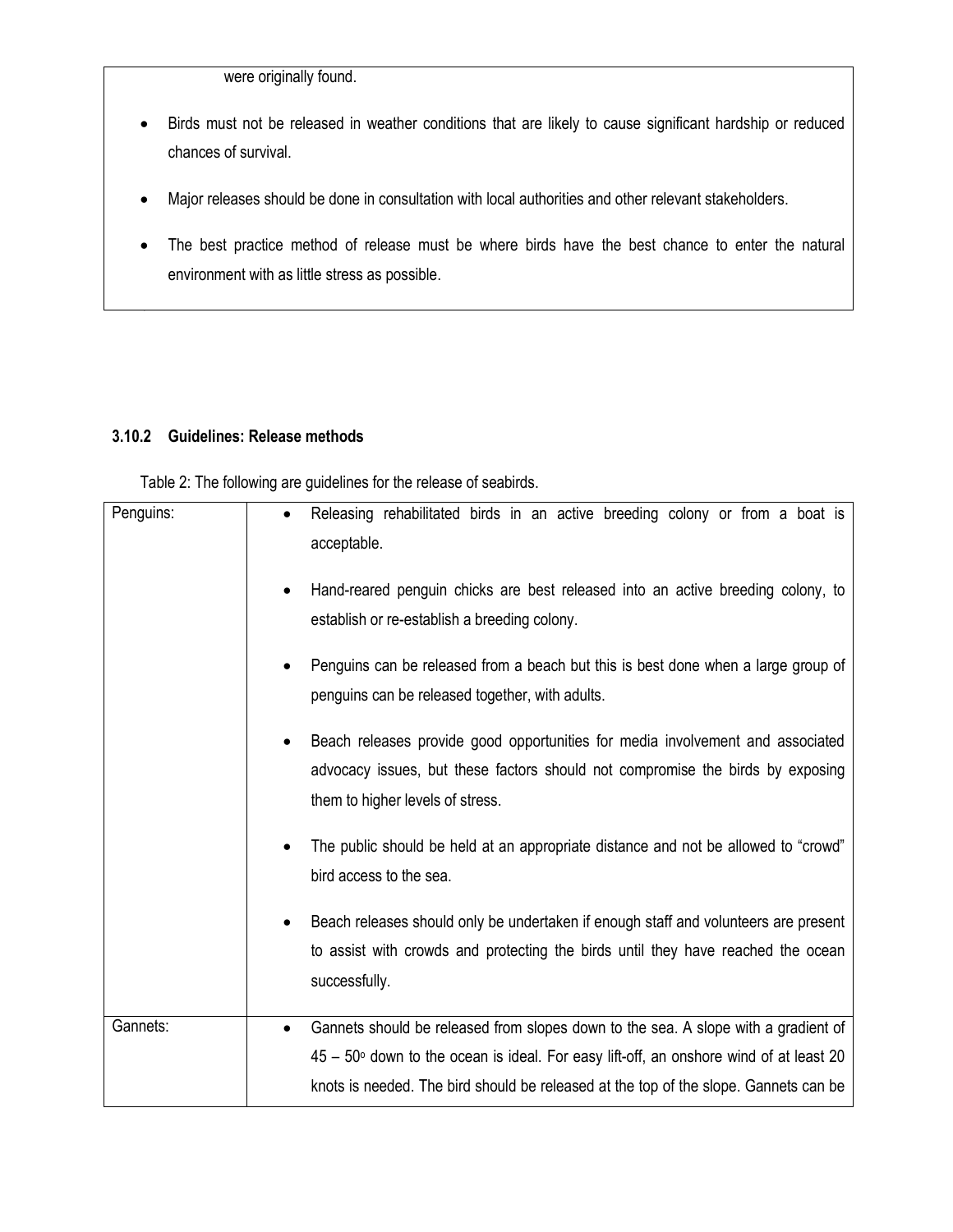were originally found.

- Birds must not be released in weather conditions that are likely to cause significant hardship or reduced chances of survival.
- Major releases should be done in consultation with local authorities and other relevant stakeholders.
- The best practice method of release must be where birds have the best chance to enter the natural environment with as little stress as possible.

### 3.10.2 Guidelines: Release methods

Table 2: The following are guidelines for the release of seabirds.

| | |
|---|---|
| Penguins: | • Releasing rehabilitated birds in an active breeding colony or from a boat is acceptable.<br>• Hand-reared penguin chicks are best released into an active breeding colony, to establish or re-establish a breeding colony.<br>• Penguins can be released from a beach but this is best done when a large group of penguins can be released together, with adults.<br>• Beach releases provide good opportunities for media involvement and associated advocacy issues, but these factors should not compromise the birds by exposing them to higher levels of stress.<br>• The public should be held at an appropriate distance and not be allowed to "crowd" bird access to the sea.<br>• Beach releases should only be undertaken if enough staff and volunteers are present to assist with crowds and protecting the birds until they have reached the ocean successfully. |
| Gannets: | • Gannets should be released from slopes down to the sea. A slope with a gradient of 45 – 50° down to the ocean is ideal. For easy lift-off, an onshore wind of at least 20 knots is needed. The bird should be released at the top of the slope. Gannets can be |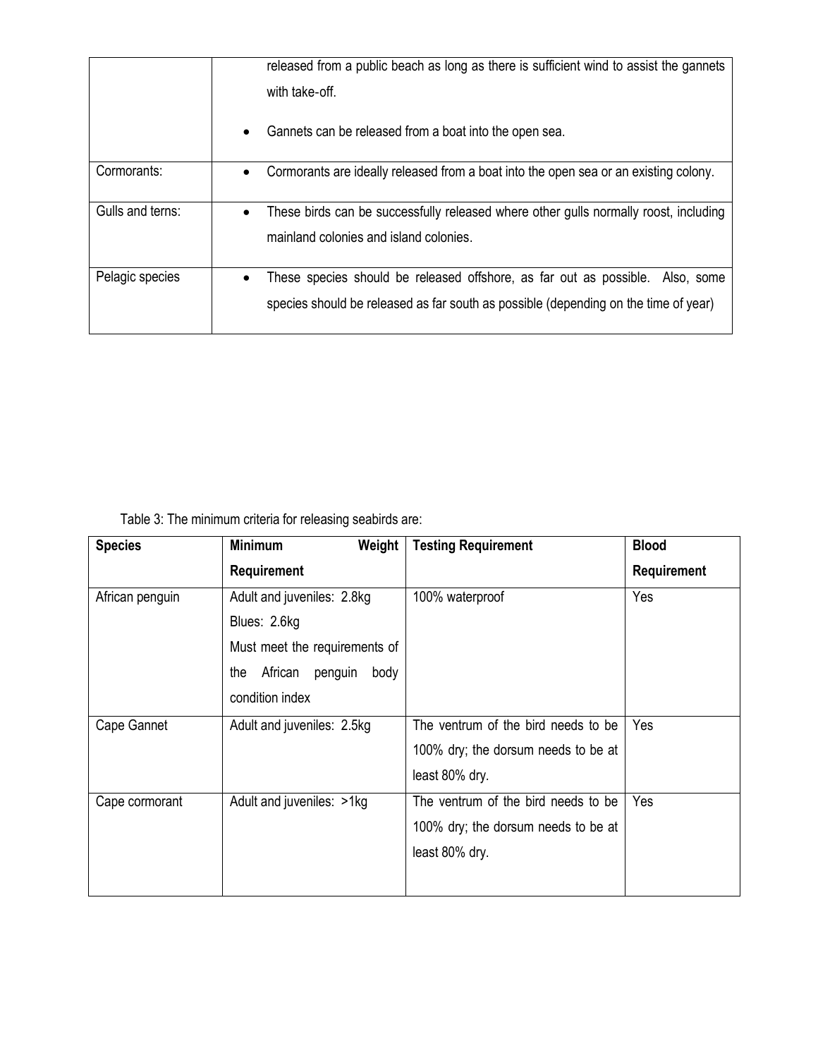| | |
|---|---|
| | released from a public beach as long as there is sufficient wind to assist the gannets with take-off.<br>• Gannets can be released from a boat into the open sea. |
| Cormorants: | • Cormorants are ideally released from a boat into the open sea or an existing colony. |
| Gulls and terns: | • These birds can be successfully released where other gulls normally roost, including mainland colonies and island colonies. |
| Pelagic species | • These species should be released offshore, as far out as possible. Also, some species should be released as far south as possible (depending on the time of year) |

Table 3: The minimum criteria for releasing seabirds are:

| Species | Minimum Weight Requirement | Testing Requirement | Blood Requirement |
|---|---|---|---|
| African penguin | Adult and juveniles: 2.8kg<br>Blues: 2.6kg<br>Must meet the requirements of the African penguin body condition index | 100% waterproof | Yes |
| Cape Gannet | Adult and juveniles: 2.5kg | The ventrum of the bird needs to be 100% dry; the dorsum needs to be at least 80% dry. | Yes |
| Cape cormorant | Adult and juveniles: >1kg | The ventrum of the bird needs to be 100% dry; the dorsum needs to be at least 80% dry. | Yes |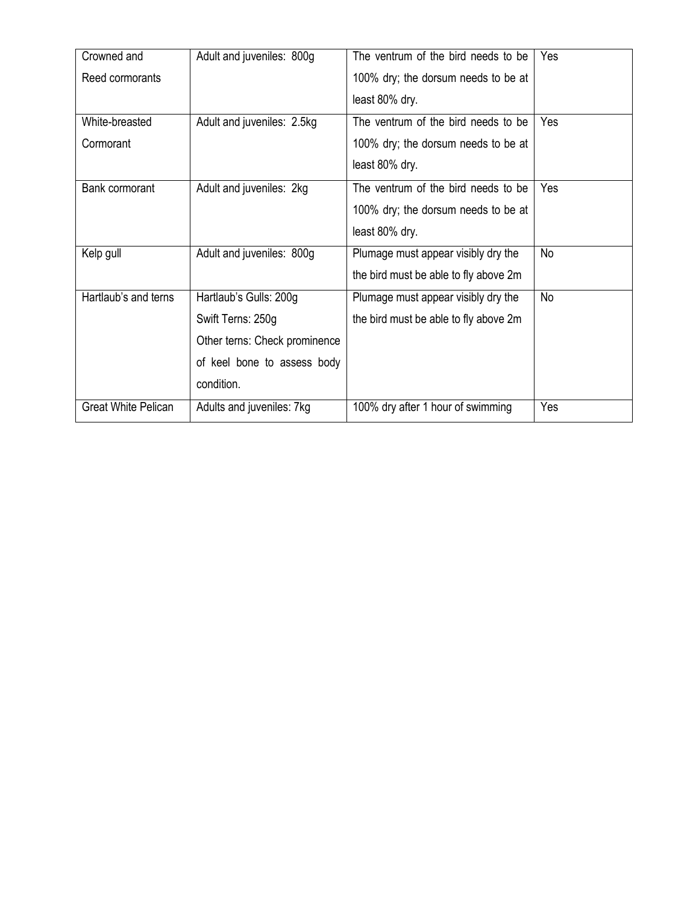| Crowned and Reed cormorants | Adult and juveniles: 800g | The ventrum of the bird needs to be 100% dry; the dorsum needs to be at least 80% dry. | Yes |
|---|---|---|---|
| White-breasted Cormorant | Adult and juveniles: 2.5kg | The ventrum of the bird needs to be 100% dry; the dorsum needs to be at least 80% dry. | Yes |
| Bank cormorant | Adult and juveniles: 2kg | The ventrum of the bird needs to be 100% dry; the dorsum needs to be at least 80% dry. | Yes |
| Kelp gull | Adult and juveniles: 800g | Plumage must appear visibly dry the the bird must be able to fly above 2m | No |
| Hartlaub's and terns | Hartlaub's Gulls: 200g<br>Swift Terns: 250g<br>Other terns: Check prominence of keel bone to assess body condition. | Plumage must appear visibly dry the the bird must be able to fly above 2m | No |
| Great White Pelican | Adults and juveniles: 7kg | 100% dry after 1 hour of swimming | Yes |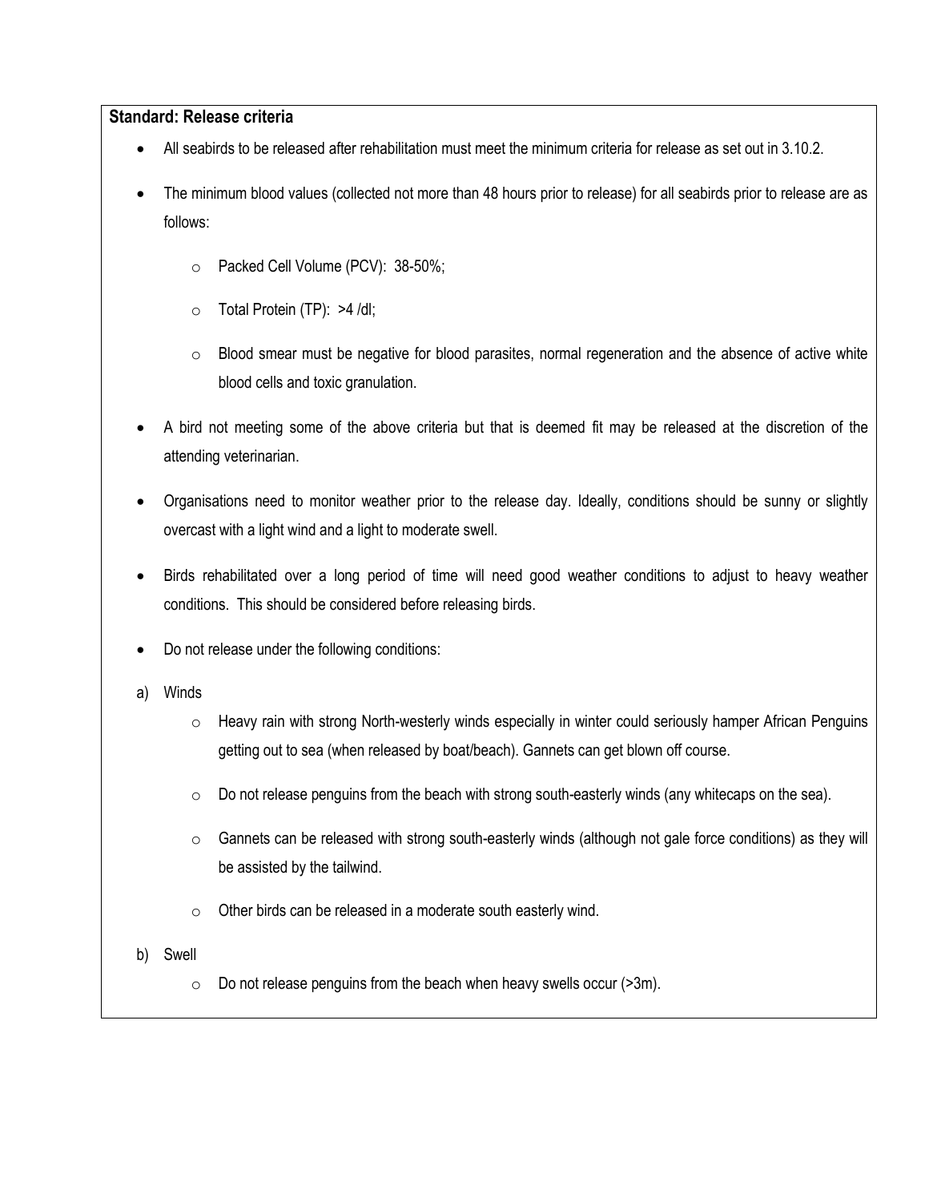**Standard: Release criteria**

- All seabirds to be released after rehabilitation must meet the minimum criteria for release as set out in 3.10.2.
- The minimum blood values (collected not more than 48 hours prior to release) for all seabirds prior to release are as follows:
    - Packed Cell Volume (PCV): 38-50%;
    - Total Protein (TP): >4 /dl;
    - Blood smear must be negative for blood parasites, normal regeneration and the absence of active white blood cells and toxic granulation.
- A bird not meeting some of the above criteria but that is deemed fit may be released at the discretion of the attending veterinarian.
- Organisations need to monitor weather prior to the release day. Ideally, conditions should be sunny or slightly overcast with a light wind and a light to moderate swell.
- Birds rehabilitated over a long period of time will need good weather conditions to adjust to heavy weather conditions. This should be considered before releasing birds.
- Do not release under the following conditions:

a) Winds

- Heavy rain with strong North-westerly winds especially in winter could seriously hamper African Penguins getting out to sea (when released by boat/beach). Gannets can get blown off course.
- Do not release penguins from the beach with strong south-easterly winds (any whitecaps on the sea).
- Gannets can be released with strong south-easterly winds (although not gale force conditions) as they will be assisted by the tailwind.
- Other birds can be released in a moderate south easterly wind.

b) Swell

- Do not release penguins from the beach when heavy swells occur (>3m).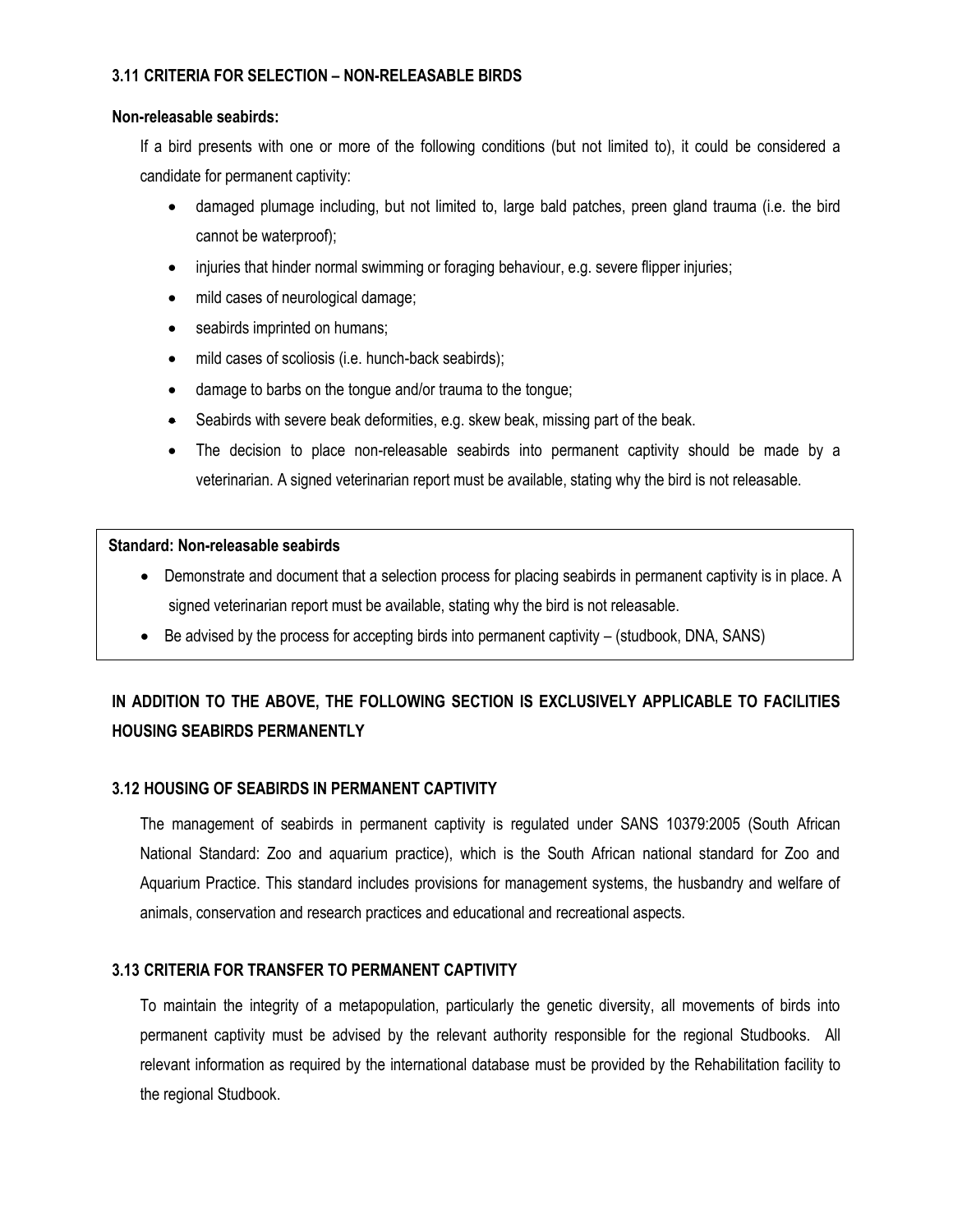### 3.11 CRITERIA FOR SELECTION – NON-RELEASABLE BIRDS

**Non-releasable seabirds:**

If a bird presents with one or more of the following conditions (but not limited to), it could be considered a candidate for permanent captivity:

- damaged plumage including, but not limited to, large bald patches, preen gland trauma (i.e. the bird cannot be waterproof);
- injuries that hinder normal swimming or foraging behaviour, e.g. severe flipper injuries;
- mild cases of neurological damage;
- seabirds imprinted on humans;
- mild cases of scoliosis (i.e. hunch-back seabirds);
- damage to barbs on the tongue and/or trauma to the tongue;
- Seabirds with severe beak deformities, e.g. skew beak, missing part of the beak.
- The decision to place non-releasable seabirds into permanent captivity should be made by a veterinarian. A signed veterinarian report must be available, stating why the bird is not releasable.

**Standard: Non-releasable seabirds**

- Demonstrate and document that a selection process for placing seabirds in permanent captivity is in place. A signed veterinarian report must be available, stating why the bird is not releasable.
- Be advised by the process for accepting birds into permanent captivity – (studbook, DNA, SANS)

**IN ADDITION TO THE ABOVE, THE FOLLOWING SECTION IS EXCLUSIVELY APPLICABLE TO FACILITIES HOUSING SEABIRDS PERMANENTLY**

### 3.12 HOUSING OF SEABIRDS IN PERMANENT CAPTIVITY

The management of seabirds in permanent captivity is regulated under SANS 10379:2005 (South African National Standard: Zoo and aquarium practice), which is the South African national standard for Zoo and Aquarium Practice. This standard includes provisions for management systems, the husbandry and welfare of animals, conservation and research practices and educational and recreational aspects.

### 3.13 CRITERIA FOR TRANSFER TO PERMANENT CAPTIVITY

To maintain the integrity of a metapopulation, particularly the genetic diversity, all movements of birds into permanent captivity must be advised by the relevant authority responsible for the regional Studbooks. All relevant information as required by the international database must be provided by the Rehabilitation facility to the regional Studbook.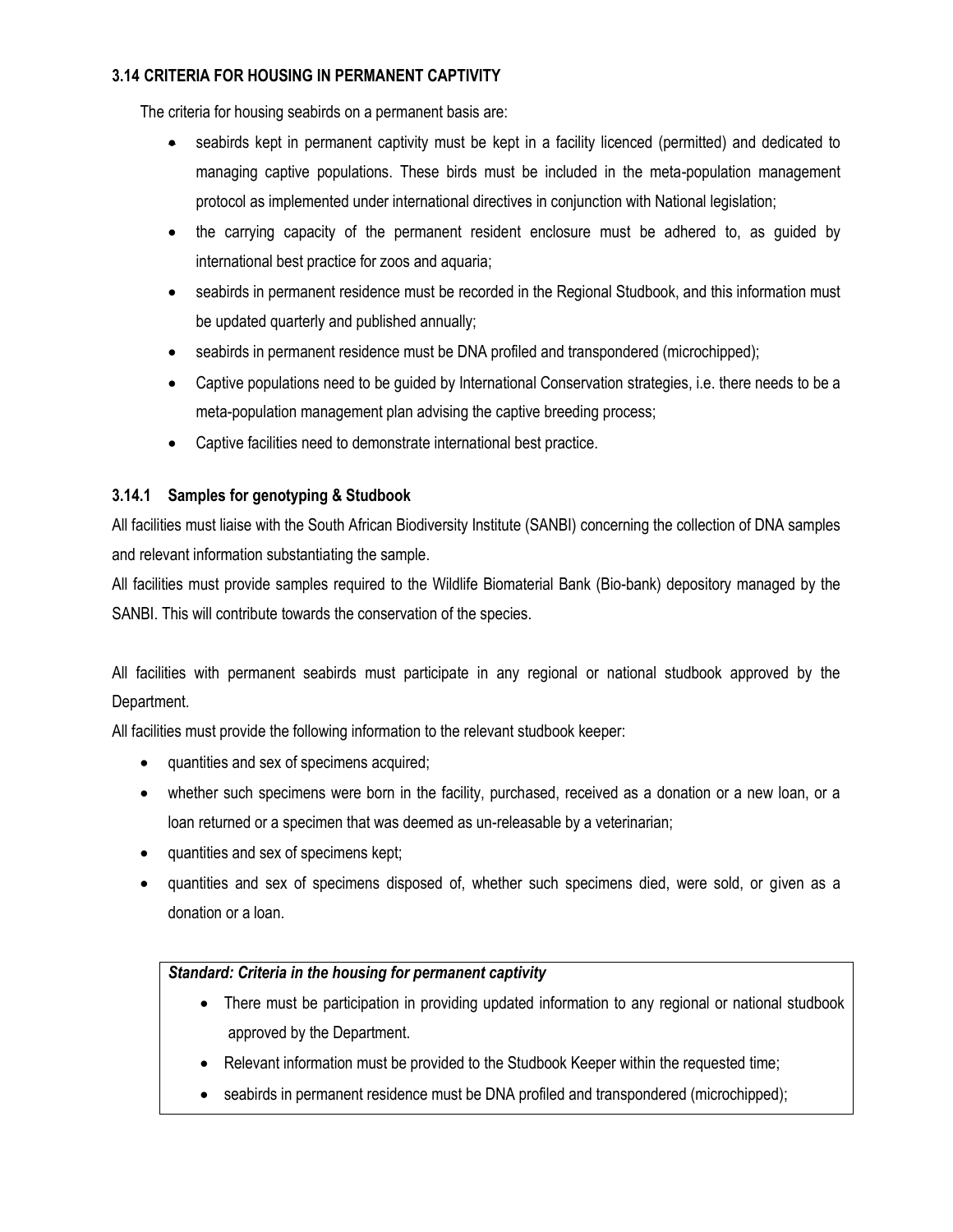### 3.14 CRITERIA FOR HOUSING IN PERMANENT CAPTIVITY

The criteria for housing seabirds on a permanent basis are:

- seabirds kept in permanent captivity must be kept in a facility licenced (permitted) and dedicated to managing captive populations. These birds must be included in the meta-population management protocol as implemented under international directives in conjunction with National legislation;
- the carrying capacity of the permanent resident enclosure must be adhered to, as guided by international best practice for zoos and aquaria;
- seabirds in permanent residence must be recorded in the Regional Studbook, and this information must be updated quarterly and published annually;
- seabirds in permanent residence must be DNA profiled and transpondered (microchipped);
- Captive populations need to be guided by International Conservation strategies, i.e. there needs to be a meta-population management plan advising the captive breeding process;
- Captive facilities need to demonstrate international best practice.

#### 3.14.1 Samples for genotyping & Studbook

All facilities must liaise with the South African Biodiversity Institute (SANBI) concerning the collection of DNA samples and relevant information substantiating the sample.

All facilities must provide samples required to the Wildlife Biomaterial Bank (Bio-bank) depository managed by the SANBI. This will contribute towards the conservation of the species.

All facilities with permanent seabirds must participate in any regional or national studbook approved by the Department.

All facilities must provide the following information to the relevant studbook keeper:

- quantities and sex of specimens acquired;
- whether such specimens were born in the facility, purchased, received as a donation or a new loan, or a loan returned or a specimen that was deemed as un-releasable by a veterinarian;
- quantities and sex of specimens kept;
- quantities and sex of specimens disposed of, whether such specimens died, were sold, or given as a donation or a loan.

***Standard: Criteria in the housing for permanent captivity***

- There must be participation in providing updated information to any regional or national studbook approved by the Department.
- Relevant information must be provided to the Studbook Keeper within the requested time;
- seabirds in permanent residence must be DNA profiled and transpondered (microchipped);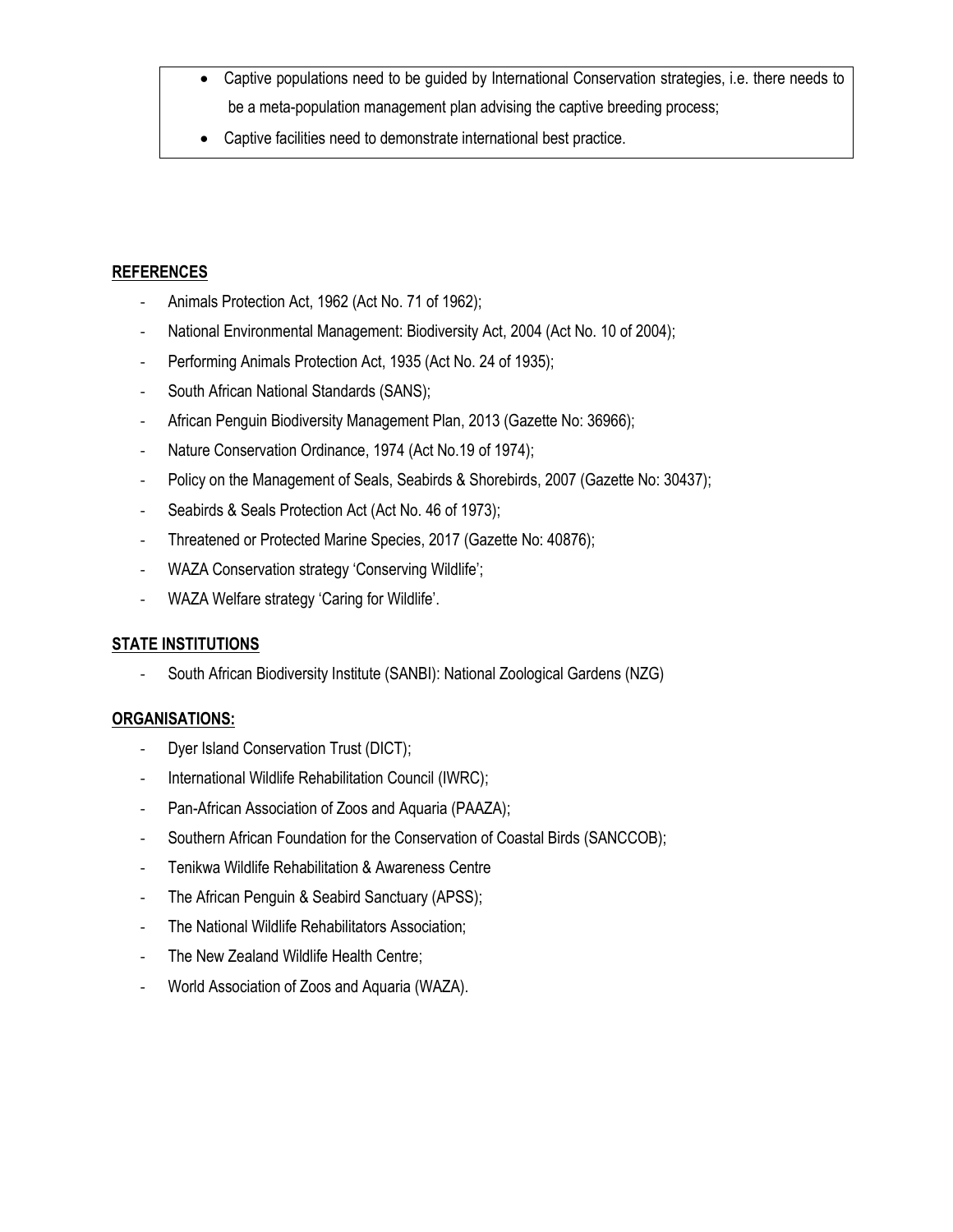- Captive populations need to be guided by International Conservation strategies, i.e. there needs to be a meta-population management plan advising the captive breeding process;
- Captive facilities need to demonstrate international best practice.

**REFERENCES**

- Animals Protection Act, 1962 (Act No. 71 of 1962);
- National Environmental Management: Biodiversity Act, 2004 (Act No. 10 of 2004);
- Performing Animals Protection Act, 1935 (Act No. 24 of 1935);
- South African National Standards (SANS);
- African Penguin Biodiversity Management Plan, 2013 (Gazette No: 36966);
- Nature Conservation Ordinance, 1974 (Act No.19 of 1974);
- Policy on the Management of Seals, Seabirds & Shorebirds, 2007 (Gazette No: 30437);
- Seabirds & Seals Protection Act (Act No. 46 of 1973);
- Threatened or Protected Marine Species, 2017 (Gazette No: 40876);
- WAZA Conservation strategy 'Conserving Wildlife';
- WAZA Welfare strategy 'Caring for Wildlife'.

**STATE INSTITUTIONS**

- South African Biodiversity Institute (SANBI): National Zoological Gardens (NZG)

**ORGANISATIONS:**

- Dyer Island Conservation Trust (DICT);
- International Wildlife Rehabilitation Council (IWRC);
- Pan-African Association of Zoos and Aquaria (PAAZA);
- Southern African Foundation for the Conservation of Coastal Birds (SANCCOB);
- Tenikwa Wildlife Rehabilitation & Awareness Centre
- The African Penguin & Seabird Sanctuary (APSS);
- The National Wildlife Rehabilitators Association;
- The New Zealand Wildlife Health Centre;
- World Association of Zoos and Aquaria (WAZA).